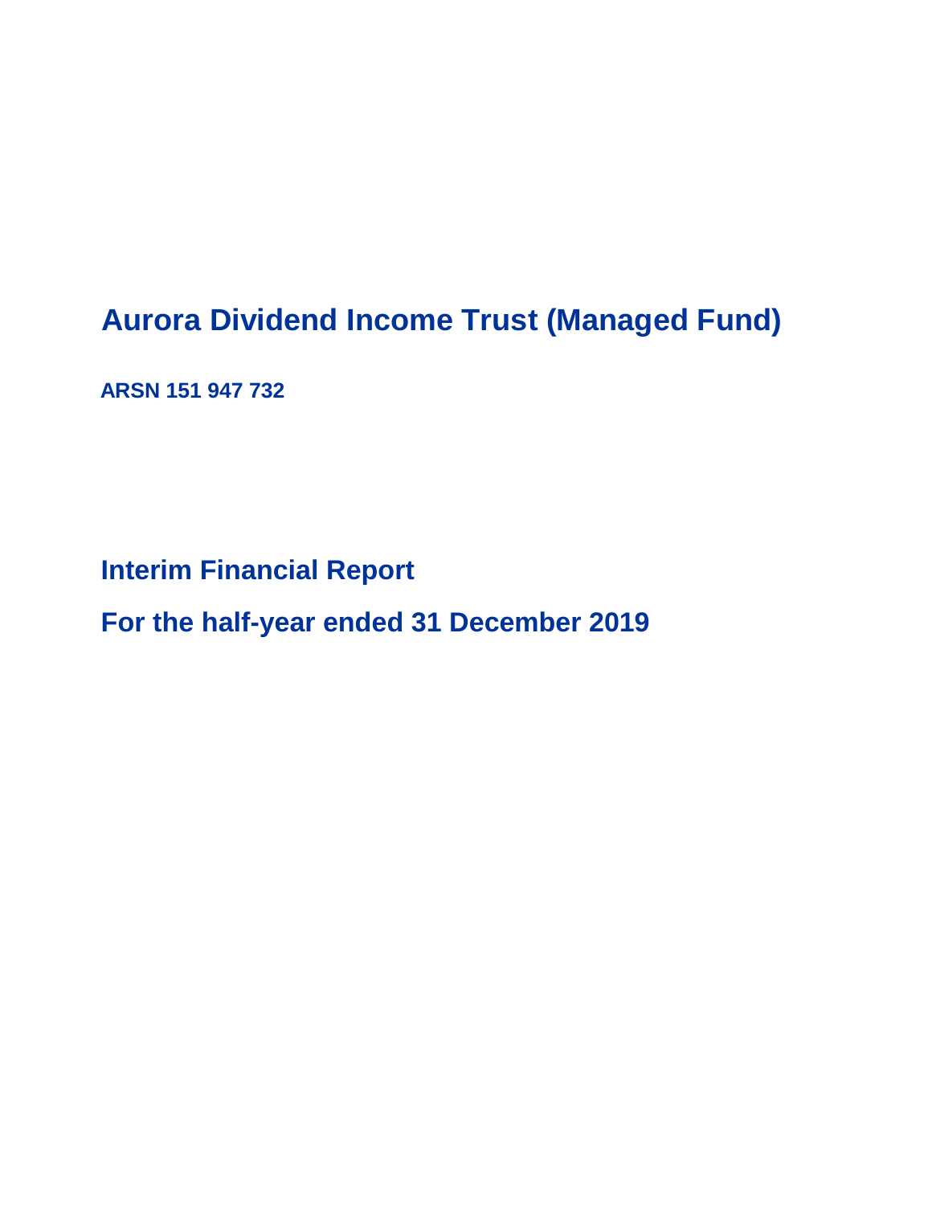# Aurora Dividend Income Trust (Managed Fund)

**ARSN 151 947 732**

## Interim Financial Report

## For the half-year ended 31 December 2019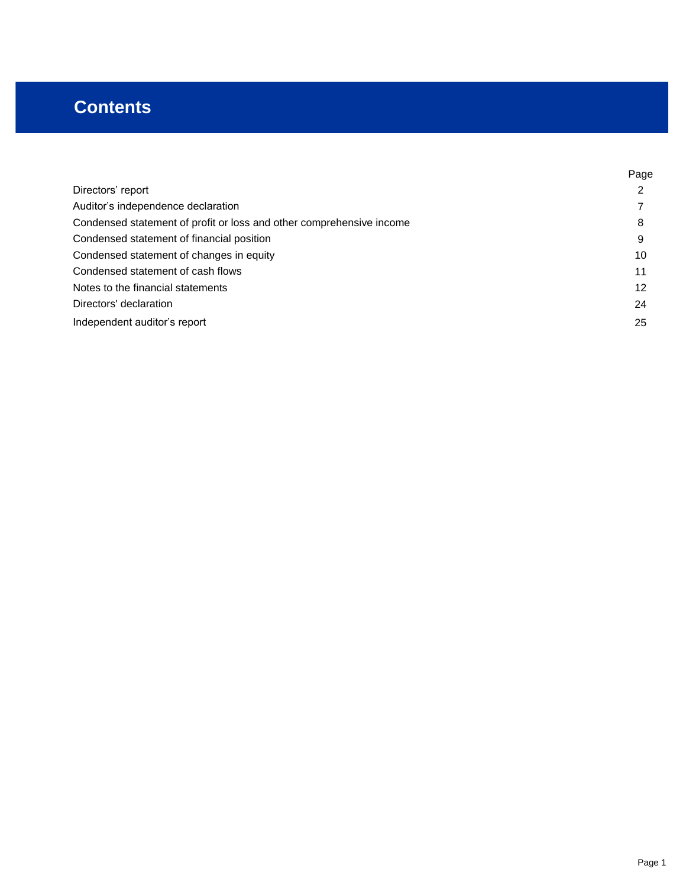# Contents

| | Page |
|---|---|
| Directors' report | 2 |
| Auditor's independence declaration | 7 |
| Condensed statement of profit or loss and other comprehensive income | 8 |
| Condensed statement of financial position | 9 |
| Condensed statement of changes in equity | 10 |
| Condensed statement of cash flows | 11 |
| Notes to the financial statements | 12 |
| Directors' declaration | 24 |
| Independent auditor's report | 25 |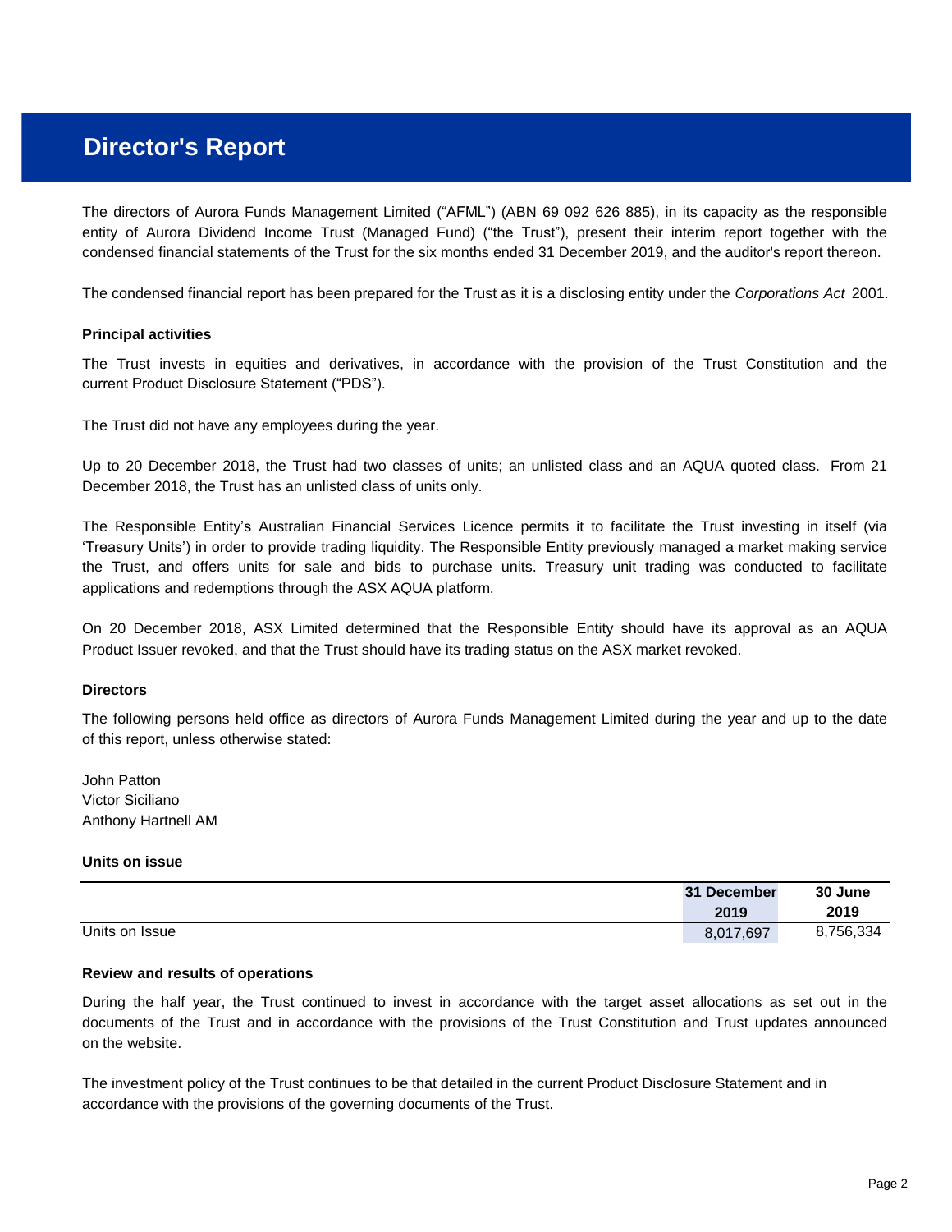# Director's Report

The directors of Aurora Funds Management Limited ("AFML") (ABN 69 092 626 885), in its capacity as the responsible entity of Aurora Dividend Income Trust (Managed Fund) ("the Trust"), present their interim report together with the condensed financial statements of the Trust for the six months ended 31 December 2019, and the auditor's report thereon.

The condensed financial report has been prepared for the Trust as it is a disclosing entity under the *Corporations Act* 2001.

**Principal activities**

The Trust invests in equities and derivatives, in accordance with the provision of the Trust Constitution and the current Product Disclosure Statement ("PDS").

The Trust did not have any employees during the year.

Up to 20 December 2018, the Trust had two classes of units; an unlisted class and an AQUA quoted class. From 21 December 2018, the Trust has an unlisted class of units only.

The Responsible Entity's Australian Financial Services Licence permits it to facilitate the Trust investing in itself (via 'Treasury Units') in order to provide trading liquidity. The Responsible Entity previously managed a market making service the Trust, and offers units for sale and bids to purchase units. Treasury unit trading was conducted to facilitate applications and redemptions through the ASX AQUA platform.

On 20 December 2018, ASX Limited determined that the Responsible Entity should have its approval as an AQUA Product Issuer revoked, and that the Trust should have its trading status on the ASX market revoked.

**Directors**

The following persons held office as directors of Aurora Funds Management Limited during the year and up to the date of this report, unless otherwise stated:

John Patton
Victor Siciliano
Anthony Hartnell AM

**Units on issue**

| | 31 December 2019 | 30 June 2019 |
|---|---|---|
| Units on Issue | 8,017,697 | 8,756,334 |

**Review and results of operations**

During the half year, the Trust continued to invest in accordance with the target asset allocations as set out in the documents of the Trust and in accordance with the provisions of the Trust Constitution and Trust updates announced on the website.

The investment policy of the Trust continues to be that detailed in the current Product Disclosure Statement and in accordance with the provisions of the governing documents of the Trust.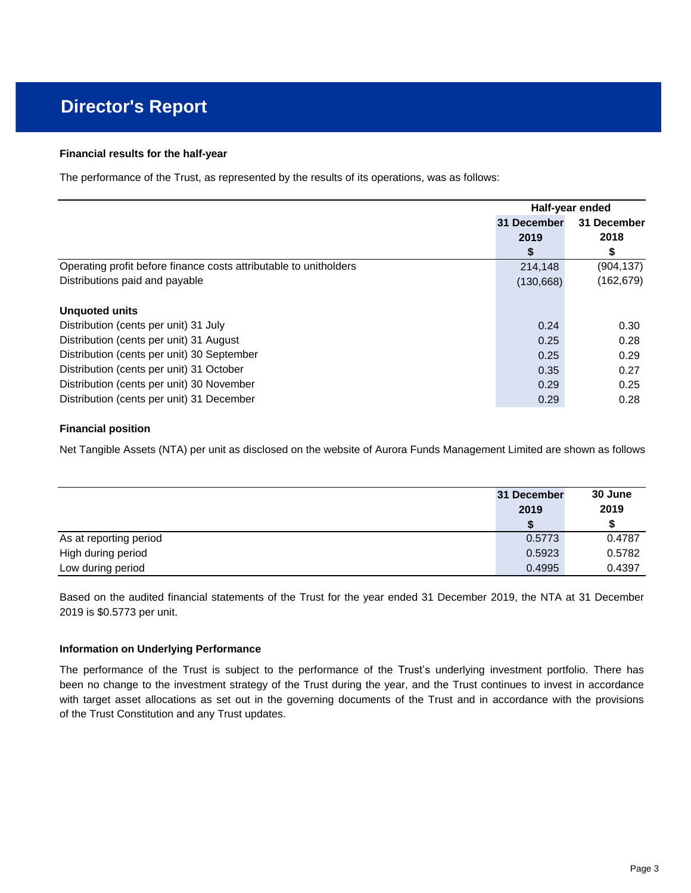# Director's Report

**Financial results for the half-year**

The performance of the Trust, as represented by the results of its operations, was as follows:

| | Half-year ended | |
|---|---|---|
| | **31 December 2019** | **31 December 2018** |
| | **$** | **$** |
| Operating profit before finance costs attributable to unitholders | 214,148 | (904,137) |
| Distributions paid and payable | (130,668) | (162,679) |
| | | |
| **Unquoted units** | | |
| Distribution (cents per unit) 31 July | 0.24 | 0.30 |
| Distribution (cents per unit) 31 August | 0.25 | 0.28 |
| Distribution (cents per unit) 30 September | 0.25 | 0.29 |
| Distribution (cents per unit) 31 October | 0.35 | 0.27 |
| Distribution (cents per unit) 30 November | 0.29 | 0.25 |
| Distribution (cents per unit) 31 December | 0.29 | 0.28 |

**Financial position**

Net Tangible Assets (NTA) per unit as disclosed on the website of Aurora Funds Management Limited are shown as follows

| | **31 December 2019** | **30 June 2019** |
|---|---|---|
| | **$** | **$** |
| As at reporting period | 0.5773 | 0.4787 |
| High during period | 0.5923 | 0.5782 |
| Low during period | 0.4995 | 0.4397 |

Based on the audited financial statements of the Trust for the year ended 31 December 2019, the NTA at 31 December 2019 is $0.5773 per unit.

**Information on Underlying Performance**

The performance of the Trust is subject to the performance of the Trust's underlying investment portfolio. There has been no change to the investment strategy of the Trust during the year, and the Trust continues to invest in accordance with target asset allocations as set out in the governing documents of the Trust and in accordance with the provisions of the Trust Constitution and any Trust updates.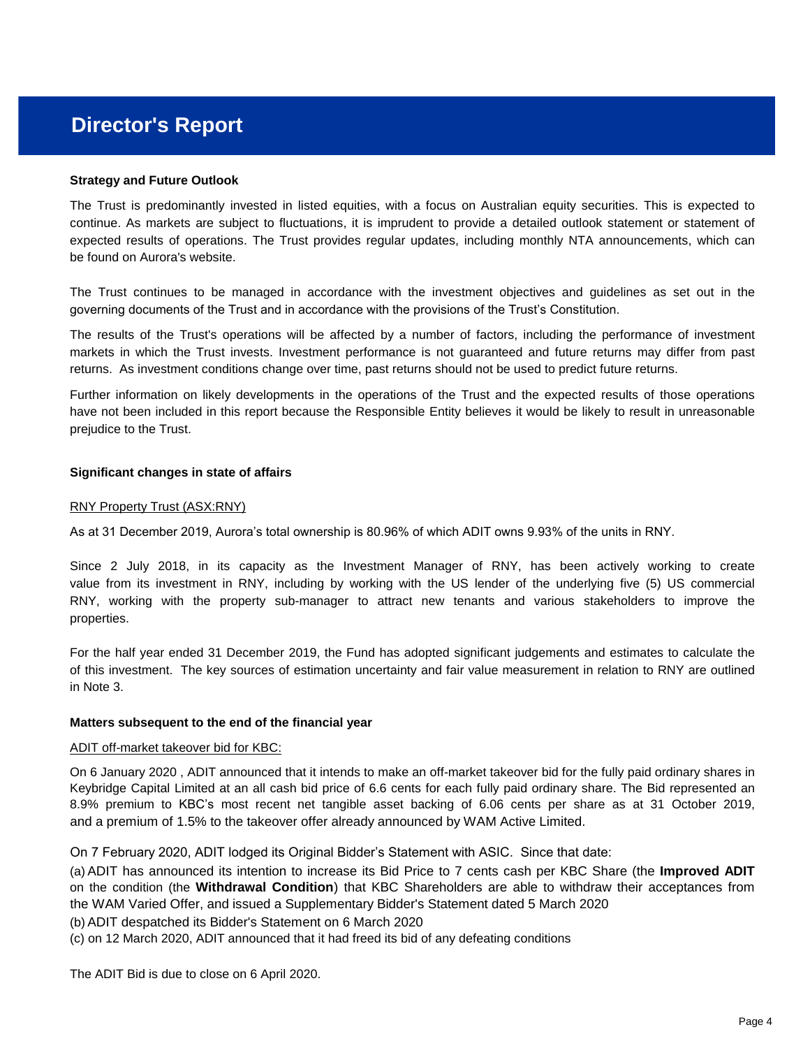# Director's Report

**Strategy and Future Outlook**

The Trust is predominantly invested in listed equities, with a focus on Australian equity securities. This is expected to continue. As markets are subject to fluctuations, it is imprudent to provide a detailed outlook statement or statement of expected results of operations. The Trust provides regular updates, including monthly NTA announcements, which can be found on Aurora's website.

The Trust continues to be managed in accordance with the investment objectives and guidelines as set out in the governing documents of the Trust and in accordance with the provisions of the Trust's Constitution.

The results of the Trust's operations will be affected by a number of factors, including the performance of investment markets in which the Trust invests. Investment performance is not guaranteed and future returns may differ from past returns. As investment conditions change over time, past returns should not be used to predict future returns.

Further information on likely developments in the operations of the Trust and the expected results of those operations have not been included in this report because the Responsible Entity believes it would be likely to result in unreasonable prejudice to the Trust.

**Significant changes in state of affairs**

RNY Property Trust (ASX:RNY)

As at 31 December 2019, Aurora's total ownership is 80.96% of which ADIT owns 9.93% of the units in RNY.

Since 2 July 2018, in its capacity as the Investment Manager of RNY, has been actively working to create value from its investment in RNY, including by working with the US lender of the underlying five (5) US commercial RNY, working with the property sub-manager to attract new tenants and various stakeholders to improve the properties.

For the half year ended 31 December 2019, the Fund has adopted significant judgements and estimates to calculate the of this investment. The key sources of estimation uncertainty and fair value measurement in relation to RNY are outlined in Note 3.

**Matters subsequent to the end of the financial year**

ADIT off-market takeover bid for KBC:

On 6 January 2020 , ADIT announced that it intends to make an off-market takeover bid for the fully paid ordinary shares in Keybridge Capital Limited at an all cash bid price of 6.6 cents for each fully paid ordinary share. The Bid represented an 8.9% premium to KBC's most recent net tangible asset backing of 6.06 cents per share as at 31 October 2019, and a premium of 1.5% to the takeover offer already announced by WAM Active Limited.

On 7 February 2020, ADIT lodged its Original Bidder's Statement with ASIC. Since that date:

(a) ADIT has announced its intention to increase its Bid Price to 7 cents cash per KBC Share (the **Improved ADIT** on the condition (the **Withdrawal Condition**) that KBC Shareholders are able to withdraw their acceptances from the WAM Varied Offer, and issued a Supplementary Bidder's Statement dated 5 March 2020

(b) ADIT despatched its Bidder's Statement on 6 March 2020

(c) on 12 March 2020, ADIT announced that it had freed its bid of any defeating conditions

The ADIT Bid is due to close on 6 April 2020.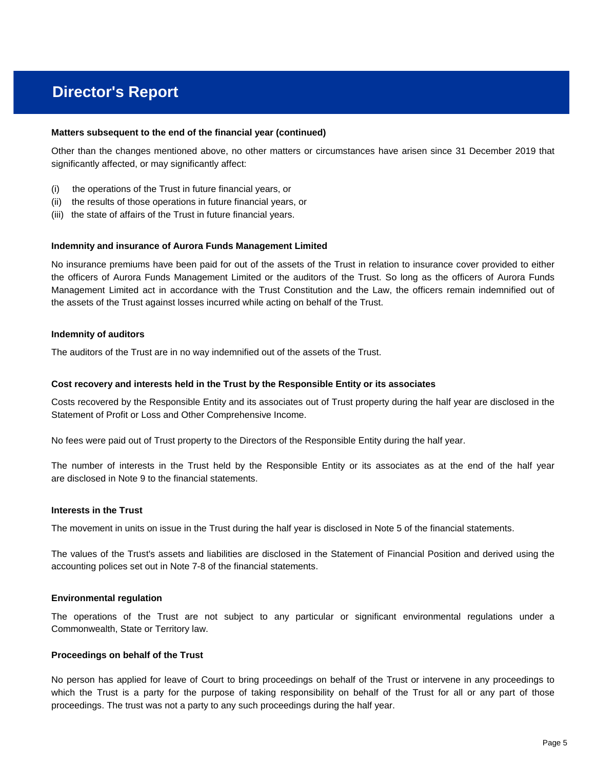# Director's Report

### Matters subsequent to the end of the financial year (continued)

Other than the changes mentioned above, no other matters or circumstances have arisen since 31 December 2019 that significantly affected, or may significantly affect:

(i) the operations of the Trust in future financial years, or
(ii) the results of those operations in future financial years, or
(iii) the state of affairs of the Trust in future financial years.

### Indemnity and insurance of Aurora Funds Management Limited

No insurance premiums have been paid for out of the assets of the Trust in relation to insurance cover provided to either the officers of Aurora Funds Management Limited or the auditors of the Trust. So long as the officers of Aurora Funds Management Limited act in accordance with the Trust Constitution and the Law, the officers remain indemnified out of the assets of the Trust against losses incurred while acting on behalf of the Trust.

### Indemnity of auditors

The auditors of the Trust are in no way indemnified out of the assets of the Trust.

### Cost recovery and interests held in the Trust by the Responsible Entity or its associates

Costs recovered by the Responsible Entity and its associates out of Trust property during the half year are disclosed in the Statement of Profit or Loss and Other Comprehensive Income.

No fees were paid out of Trust property to the Directors of the Responsible Entity during the half year.

The number of interests in the Trust held by the Responsible Entity or its associates as at the end of the half year are disclosed in Note 9 to the financial statements.

### Interests in the Trust

The movement in units on issue in the Trust during the half year is disclosed in Note 5 of the financial statements.

The values of the Trust's assets and liabilities are disclosed in the Statement of Financial Position and derived using the accounting polices set out in Note 7-8 of the financial statements.

### Environmental regulation

The operations of the Trust are not subject to any particular or significant environmental regulations under a Commonwealth, State or Territory law.

### Proceedings on behalf of the Trust

No person has applied for leave of Court to bring proceedings on behalf of the Trust or intervene in any proceedings to which the Trust is a party for the purpose of taking responsibility on behalf of the Trust for all or any part of those proceedings. The trust was not a party to any such proceedings during the half year.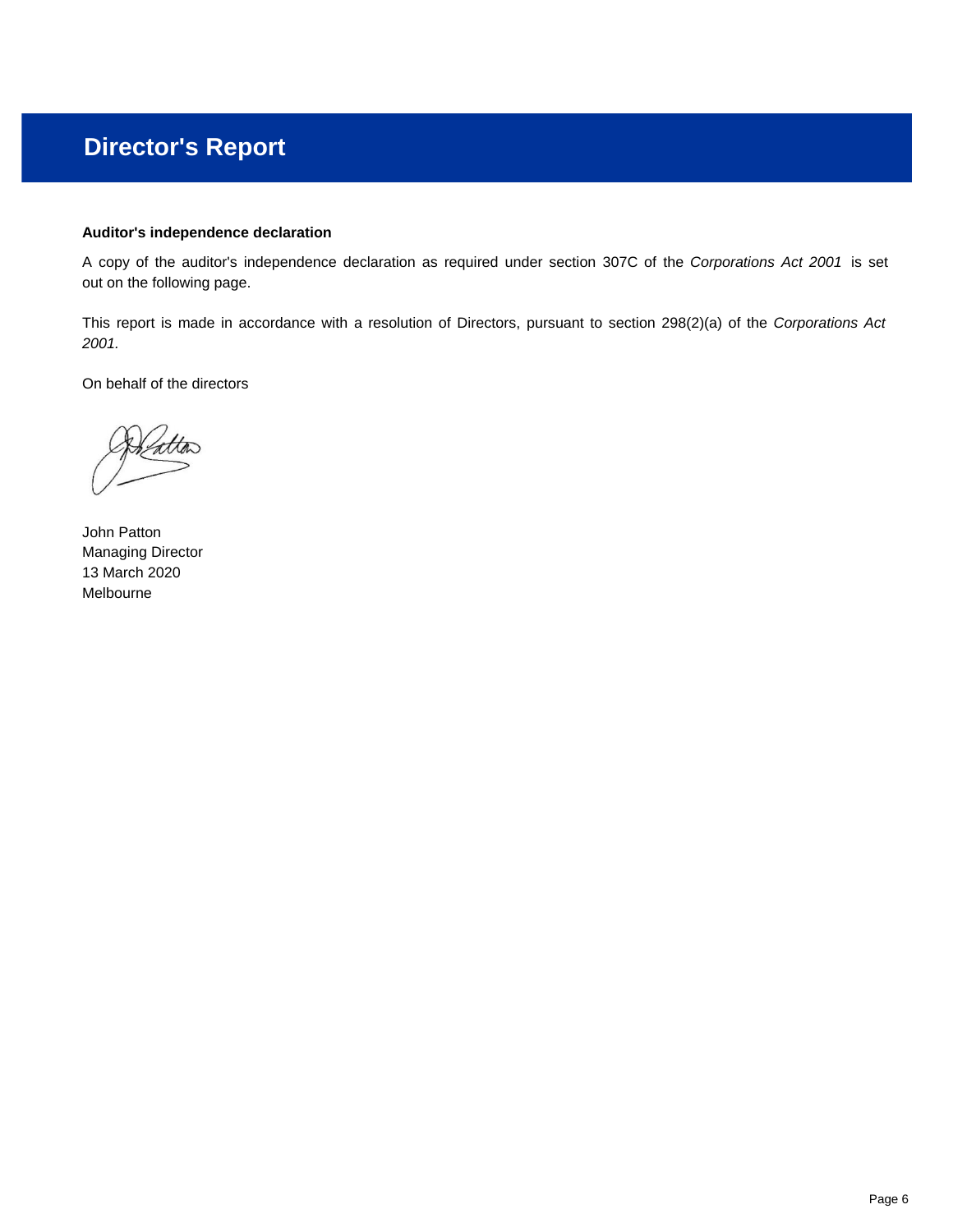# Director's Report

**Auditor's independence declaration**

A copy of the auditor's independence declaration as required under section 307C of the *Corporations Act 2001* is set out on the following page.

This report is made in accordance with a resolution of Directors, pursuant to section 298(2)(a) of the *Corporations Act 2001.*

On behalf of the directors

John Patton
Managing Director
13 March 2020
Melbourne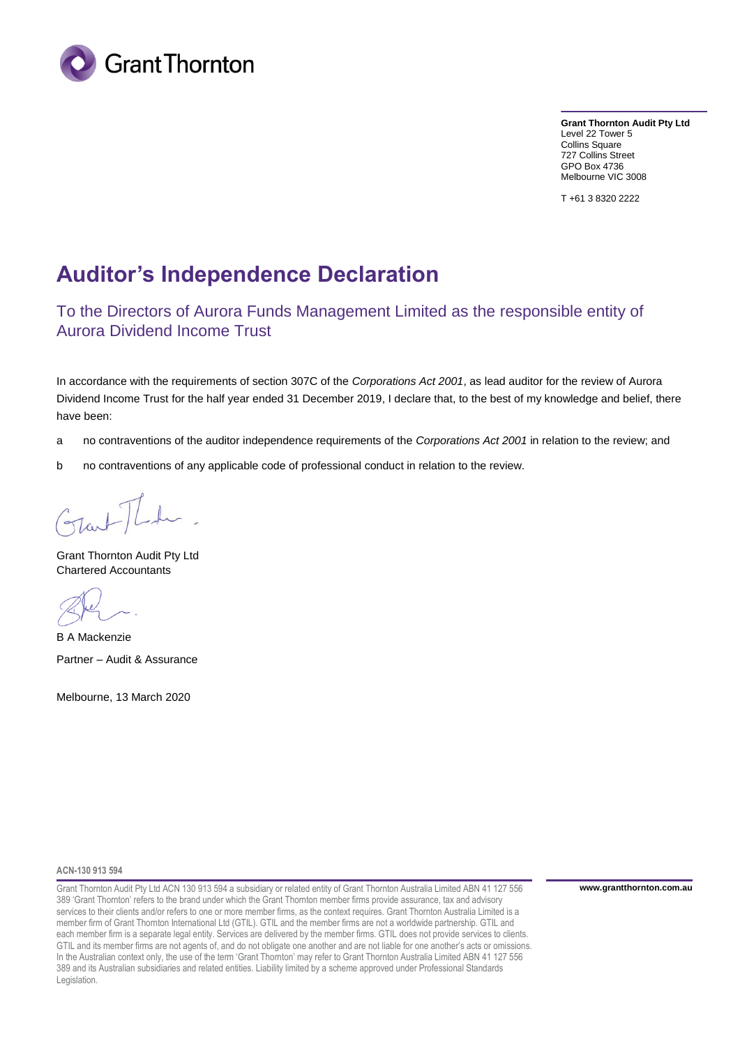Grant Thornton

**Grant Thornton Audit Pty Ltd**
Level 22 Tower 5
Collins Square
727 Collins Street
GPO Box 4736
Melbourne VIC 3008

T +61 3 8320 2222

# Auditor's Independence Declaration

## To the Directors of Aurora Funds Management Limited as the responsible entity of Aurora Dividend Income Trust

In accordance with the requirements of section 307C of the *Corporations Act 2001*, as lead auditor for the review of Aurora Dividend Income Trust for the half year ended 31 December 2019, I declare that, to the best of my knowledge and belief, there have been:

a no contraventions of the auditor independence requirements of the *Corporations Act 2001* in relation to the review; and

b no contraventions of any applicable code of professional conduct in relation to the review.

Grant Thornton Audit Pty Ltd
Chartered Accountants

B A Mackenzie
Partner – Audit & Assurance

Melbourne, 13 March 2020

ACN-130 913 594

Grant Thornton Audit Pty Ltd ACN 130 913 594 a subsidiary or related entity of Grant Thornton Australia Limited ABN 41 127 556 389 'Grant Thornton' refers to the brand under which the Grant Thornton member firms provide assurance, tax and advisory services to their clients and/or refers to one or more member firms, as the context requires. Grant Thornton Australia Limited is a member firm of Grant Thornton International Ltd (GTIL). GTIL and the member firms are not a worldwide partnership. GTIL and each member firm is a separate legal entity. Services are delivered by the member firms. GTIL does not provide services to clients. GTIL and its member firms are not agents of, and do not obligate one another and are not liable for one another's acts or omissions. In the Australian context only, the use of the term 'Grant Thornton' may refer to Grant Thornton Australia Limited ABN 41 127 556 389 and its Australian subsidiaries and related entities. Liability limited by a scheme approved under Professional Standards Legislation.

**www.grantthornton.com.au**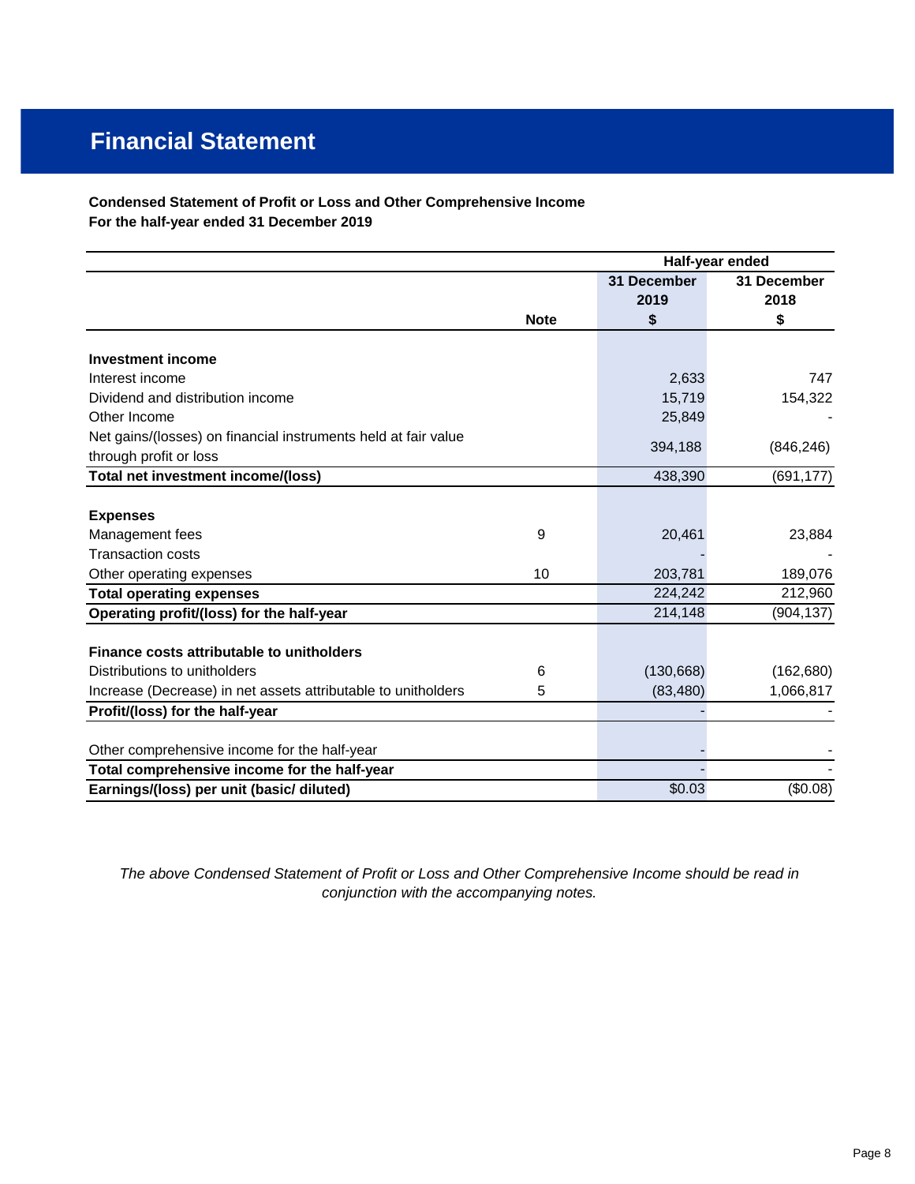# Financial Statement

**Condensed Statement of Profit or Loss and Other Comprehensive Income**
**For the half-year ended 31 December 2019**

| | | Half-year ended | |
|---|---|---|---|
| | | 31 December 2019 | 31 December 2018 |
| | Note | $ | $ |
| **Investment income** | | | |
| Interest income | | 2,633 | 747 |
| Dividend and distribution income | | 15,719 | 154,322 |
| Other Income | | 25,849 | - |
| Net gains/(losses) on financial instruments held at fair value through profit or loss | | 394,188 | (846,246) |
| **Total net investment income/(loss)** | | 438,390 | (691,177) |
| **Expenses** | | | |
| Management fees | 9 | 20,461 | 23,884 |
| Transaction costs | | - | - |
| Other operating expenses | 10 | 203,781 | 189,076 |
| **Total operating expenses** | | 224,242 | 212,960 |
| **Operating profit/(loss) for the half-year** | | 214,148 | (904,137) |
| **Finance costs attributable to unitholders** | | | |
| Distributions to unitholders | 6 | (130,668) | (162,680) |
| Increase (Decrease) in net assets attributable to unitholders | 5 | (83,480) | 1,066,817 |
| **Profit/(loss) for the half-year** | | - | - |
| Other comprehensive income for the half-year | | - | - |
| **Total comprehensive income for the half-year** | | - | - |
| **Earnings/(loss) per unit (basic/ diluted)** | | $0.03 | ($0.08) |

*The above Condensed Statement of Profit or Loss and Other Comprehensive Income should be read in conjunction with the accompanying notes.*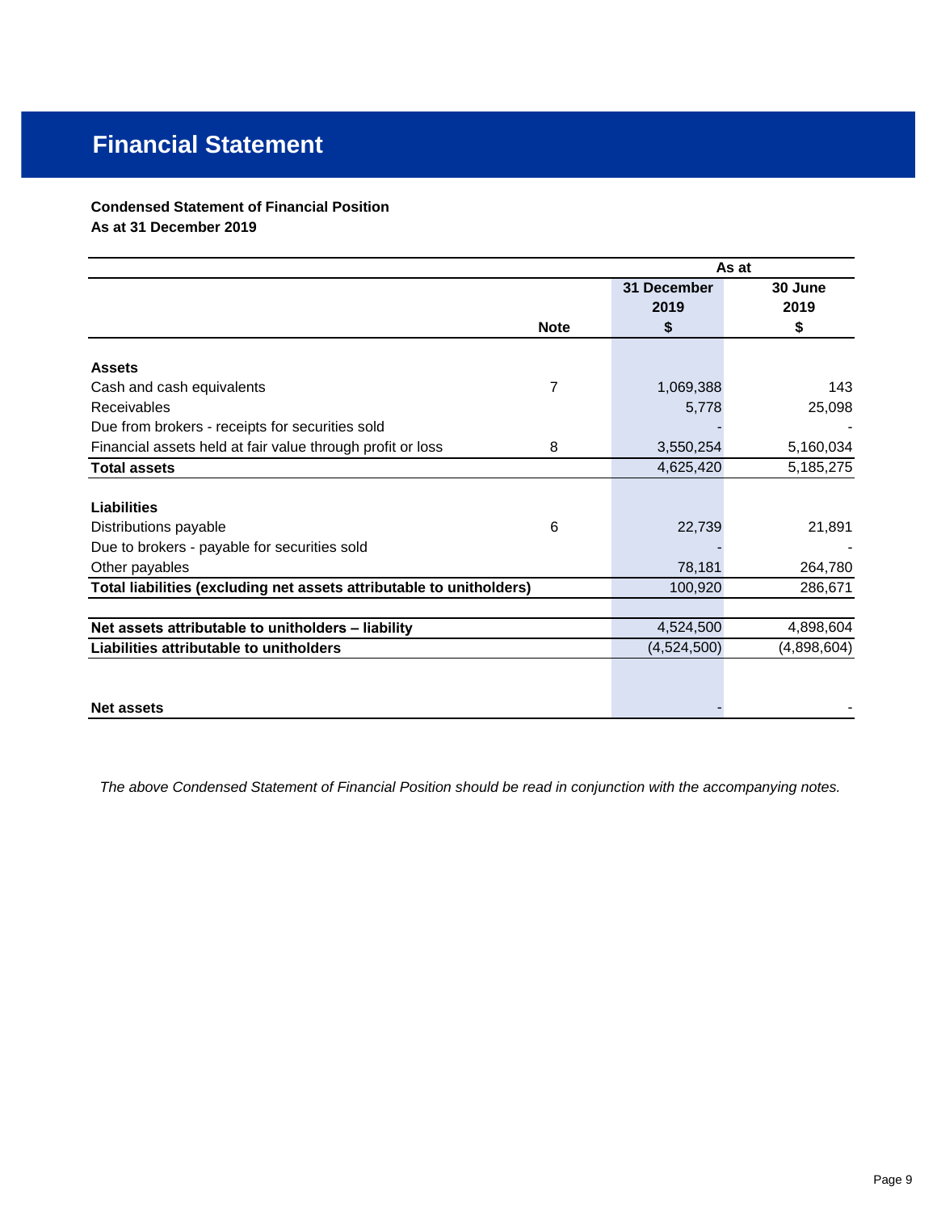# Financial Statement

**Condensed Statement of Financial Position**
**As at 31 December 2019**

| | Note | As at 31 December 2019 $ | As at 30 June 2019 $ |
|---|---|---|---|
| **Assets** | | | |
| Cash and cash equivalents | 7 | 1,069,388 | 143 |
| Receivables | | 5,778 | 25,098 |
| Due from brokers - receipts for securities sold | | - | - |
| Financial assets held at fair value through profit or loss | 8 | 3,550,254 | 5,160,034 |
| **Total assets** | | 4,625,420 | 5,185,275 |
| **Liabilities** | | | |
| Distributions payable | 6 | 22,739 | 21,891 |
| Due to brokers - payable for securities sold | | - | - |
| Other payables | | 78,181 | 264,780 |
| **Total liabilities (excluding net assets attributable to unitholders)** | | 100,920 | 286,671 |
| **Net assets attributable to unitholders – liability** | | 4,524,500 | 4,898,604 |
| **Liabilities attributable to unitholders** | | (4,524,500) | (4,898,604) |
| **Net assets** | | - | - |

*The above Condensed Statement of Financial Position should be read in conjunction with the accompanying notes.*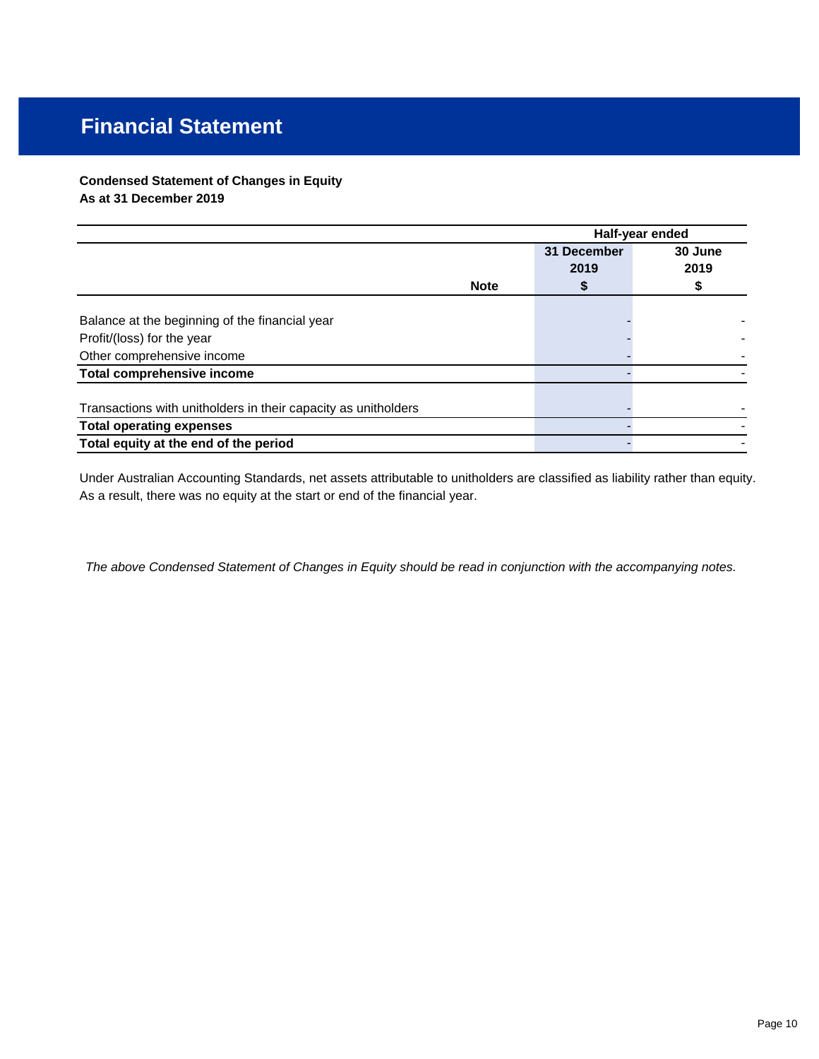# Financial Statement

**Condensed Statement of Changes in Equity**
**As at 31 December 2019**

| | Note | Half-year ended | |
|---|---|---|---|
| | | **31 December 2019** | **30 June 2019** |
| | | **$** | **$** |
| Balance at the beginning of the financial year | | - | - |
| Profit/(loss) for the year | | - | - |
| Other comprehensive income | | - | - |
| **Total comprehensive income** | | - | - |
| | | | |
| Transactions with unitholders in their capacity as unitholders | | - | - |
| **Total operating expenses** | | - | - |
| **Total equity at the end of the period** | | - | - |

Under Australian Accounting Standards, net assets attributable to unitholders are classified as liability rather than equity. As a result, there was no equity at the start or end of the financial year.

*The above Condensed Statement of Changes in Equity should be read in conjunction with the accompanying notes.*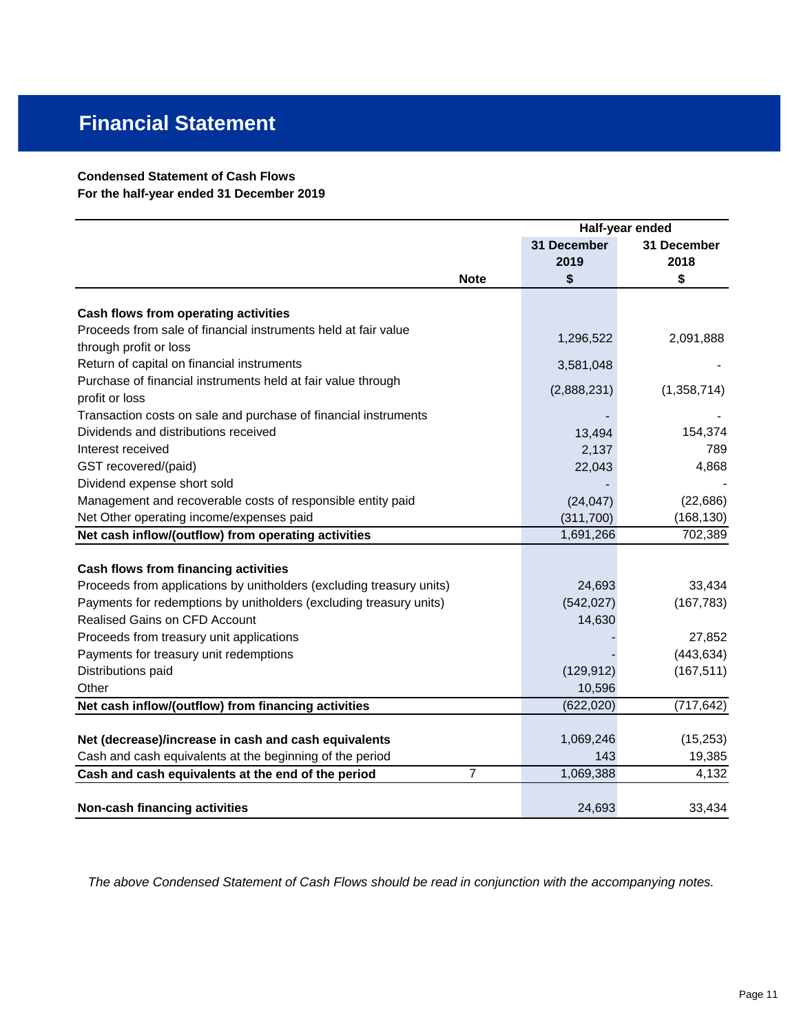# Financial Statement

**Condensed Statement of Cash Flows**
**For the half-year ended 31 December 2019**

| | Note | Half-year ended 31 December 2019 $ | 31 December 2018 $ |
|---|---|---|---|
| **Cash flows from operating activities** | | | |
| Proceeds from sale of financial instruments held at fair value through profit or loss | | 1,296,522 | 2,091,888 |
| Return of capital on financial instruments | | 3,581,048 | - |
| Purchase of financial instruments held at fair value through profit or loss | | (2,888,231) | (1,358,714) |
| Transaction costs on sale and purchase of financial instruments | | - | - |
| Dividends and distributions received | | 13,494 | 154,374 |
| Interest received | | 2,137 | 789 |
| GST recovered/(paid) | | 22,043 | 4,868 |
| Dividend expense short sold | | - | - |
| Management and recoverable costs of responsible entity paid | | (24,047) | (22,686) |
| Net Other operating income/expenses paid | | (311,700) | (168,130) |
| **Net cash inflow/(outflow) from operating activities** | | 1,691,266 | 702,389 |
| **Cash flows from financing activities** | | | |
| Proceeds from applications by unitholders (excluding treasury units) | | 24,693 | 33,434 |
| Payments for redemptions by unitholders (excluding treasury units) | | (542,027) | (167,783) |
| Realised Gains on CFD Account | | 14,630 | |
| Proceeds from treasury unit applications | | - | 27,852 |
| Payments for treasury unit redemptions | | - | (443,634) |
| Distributions paid | | (129,912) | (167,511) |
| Other | | 10,596 | |
| **Net cash inflow/(outflow) from financing activities** | | (622,020) | (717,642) |
| **Net (decrease)/increase in cash and cash equivalents** | | 1,069,246 | (15,253) |
| Cash and cash equivalents at the beginning of the period | | 143 | 19,385 |
| **Cash and cash equivalents at the end of the period** | 7 | 1,069,388 | 4,132 |
| **Non-cash financing activities** | | 24,693 | 33,434 |

*The above Condensed Statement of Cash Flows should be read in conjunction with the accompanying notes.*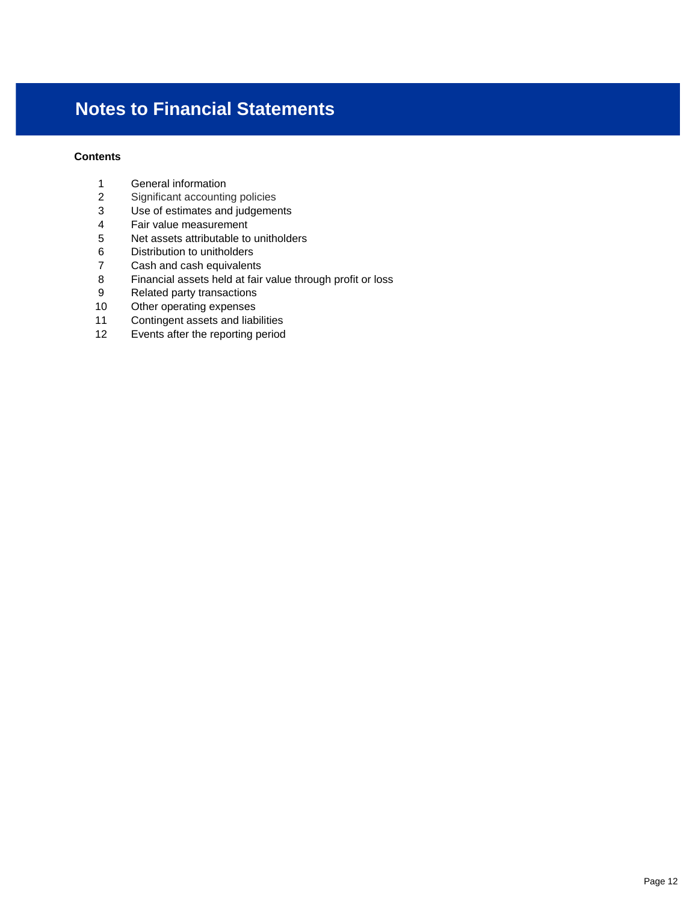# Notes to Financial Statements

**Contents**

1. General information
2. Significant accounting policies
3. Use of estimates and judgements
4. Fair value measurement
5. Net assets attributable to unitholders
6. Distribution to unitholders
7. Cash and cash equivalents
8. Financial assets held at fair value through profit or loss
9. Related party transactions
10. Other operating expenses
11. Contingent assets and liabilities
12. Events after the reporting period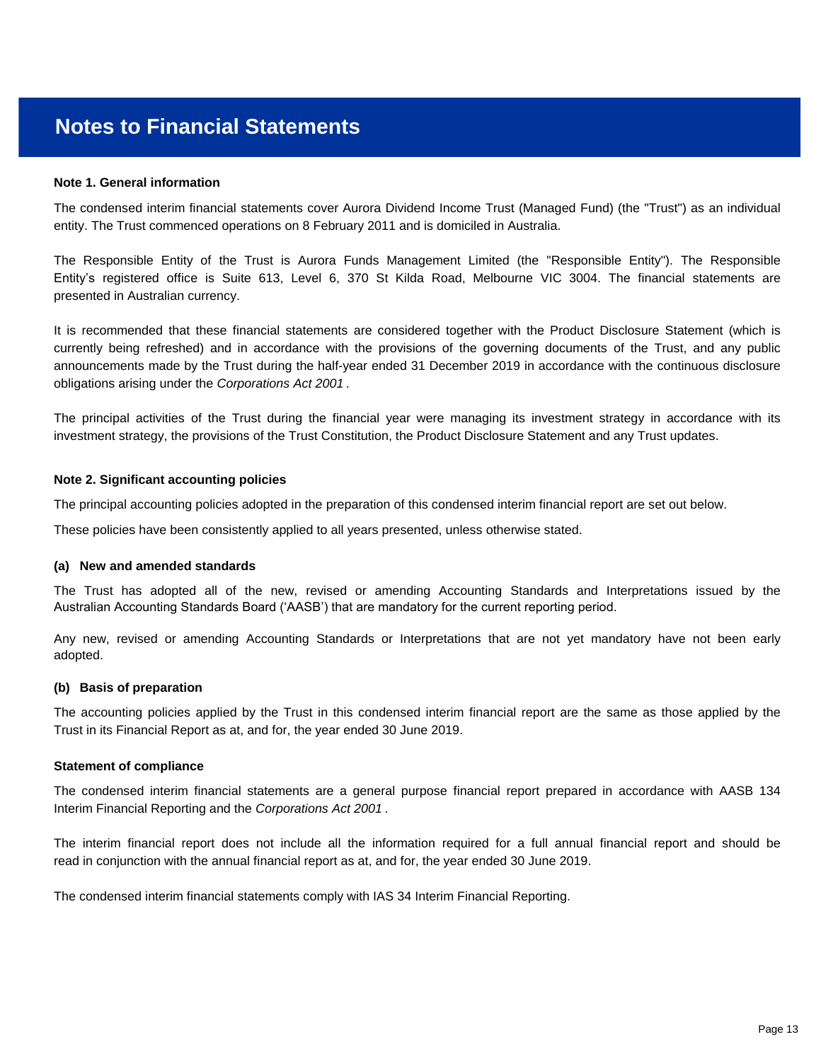# Notes to Financial Statements

**Note 1. General information**

The condensed interim financial statements cover Aurora Dividend Income Trust (Managed Fund) (the "Trust") as an individual entity. The Trust commenced operations on 8 February 2011 and is domiciled in Australia.

The Responsible Entity of the Trust is Aurora Funds Management Limited (the "Responsible Entity"). The Responsible Entity's registered office is Suite 613, Level 6, 370 St Kilda Road, Melbourne VIC 3004. The financial statements are presented in Australian currency.

It is recommended that these financial statements are considered together with the Product Disclosure Statement (which is currently being refreshed) and in accordance with the provisions of the governing documents of the Trust, and any public announcements made by the Trust during the half-year ended 31 December 2019 in accordance with the continuous disclosure obligations arising under the *Corporations Act 2001* .

The principal activities of the Trust during the financial year were managing its investment strategy in accordance with its investment strategy, the provisions of the Trust Constitution, the Product Disclosure Statement and any Trust updates.

**Note 2. Significant accounting policies**

The principal accounting policies adopted in the preparation of this condensed interim financial report are set out below.

These policies have been consistently applied to all years presented, unless otherwise stated.

**(a) New and amended standards**

The Trust has adopted all of the new, revised or amending Accounting Standards and Interpretations issued by the Australian Accounting Standards Board ('AASB') that are mandatory for the current reporting period.

Any new, revised or amending Accounting Standards or Interpretations that are not yet mandatory have not been early adopted.

**(b) Basis of preparation**

The accounting policies applied by the Trust in this condensed interim financial report are the same as those applied by the Trust in its Financial Report as at, and for, the year ended 30 June 2019.

**Statement of compliance**

The condensed interim financial statements are a general purpose financial report prepared in accordance with AASB 134 Interim Financial Reporting and the *Corporations Act 2001* .

The interim financial report does not include all the information required for a full annual financial report and should be read in conjunction with the annual financial report as at, and for, the year ended 30 June 2019.

The condensed interim financial statements comply with IAS 34 Interim Financial Reporting.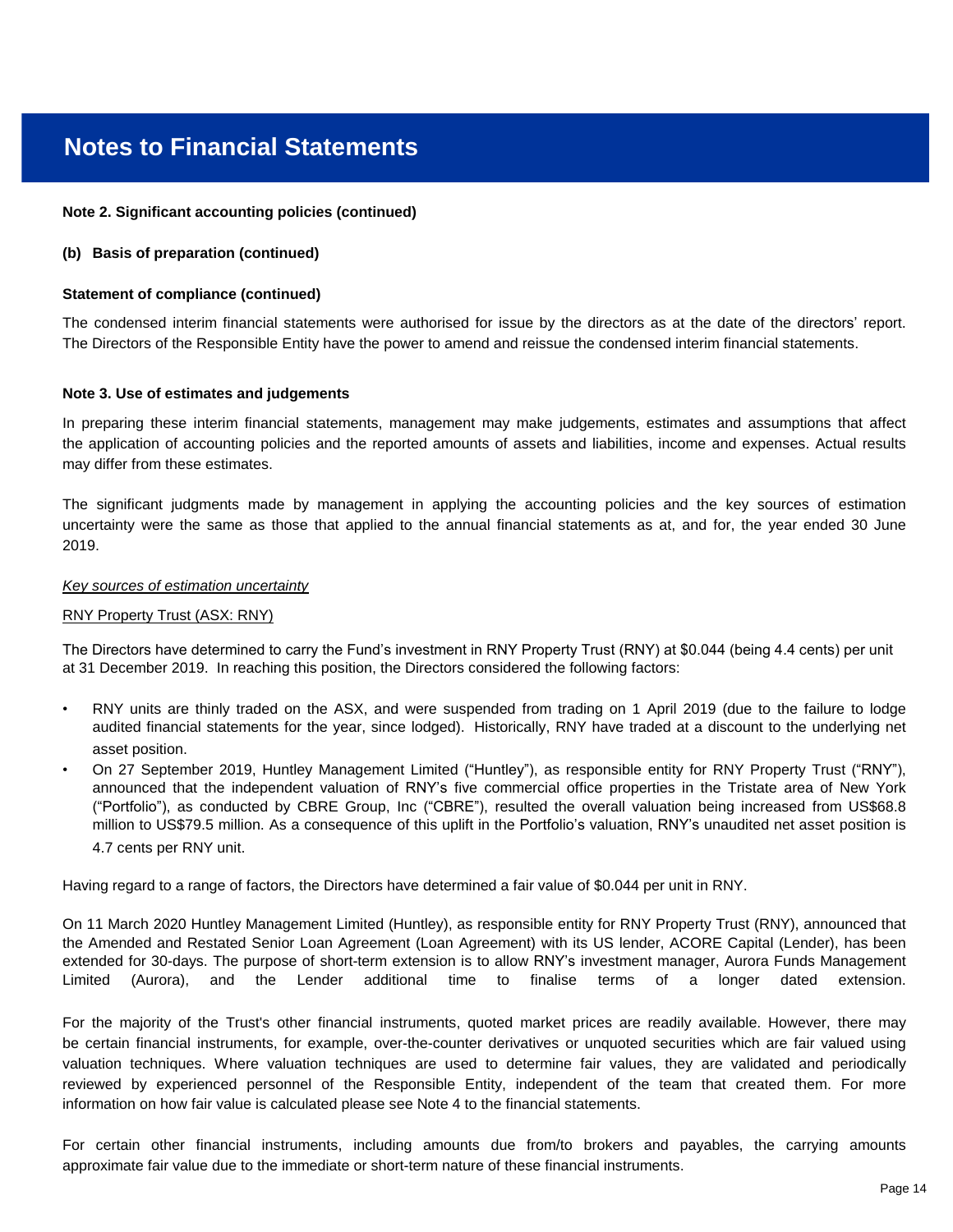# Notes to Financial Statements

**Note 2. Significant accounting policies (continued)**

**(b) Basis of preparation (continued)**

**Statement of compliance (continued)**

The condensed interim financial statements were authorised for issue by the directors as at the date of the directors' report. The Directors of the Responsible Entity have the power to amend and reissue the condensed interim financial statements.

**Note 3. Use of estimates and judgements**

In preparing these interim financial statements, management may make judgements, estimates and assumptions that affect the application of accounting policies and the reported amounts of assets and liabilities, income and expenses. Actual results may differ from these estimates.

The significant judgments made by management in applying the accounting policies and the key sources of estimation uncertainty were the same as those that applied to the annual financial statements as at, and for, the year ended 30 June 2019.

*Key sources of estimation uncertainty*

RNY Property Trust (ASX: RNY)

The Directors have determined to carry the Fund's investment in RNY Property Trust (RNY) at $0.044 (being 4.4 cents) per unit at 31 December 2019. In reaching this position, the Directors considered the following factors:

- RNY units are thinly traded on the ASX, and were suspended from trading on 1 April 2019 (due to the failure to lodge audited financial statements for the year, since lodged). Historically, RNY have traded at a discount to the underlying net asset position.
- On 27 September 2019, Huntley Management Limited ("Huntley"), as responsible entity for RNY Property Trust ("RNY"), announced that the independent valuation of RNY's five commercial office properties in the Tristate area of New York ("Portfolio"), as conducted by CBRE Group, Inc ("CBRE"), resulted the overall valuation being increased from US$68.8 million to US$79.5 million. As a consequence of this uplift in the Portfolio's valuation, RNY's unaudited net asset position is 4.7 cents per RNY unit.

Having regard to a range of factors, the Directors have determined a fair value of $0.044 per unit in RNY.

On 11 March 2020 Huntley Management Limited (Huntley), as responsible entity for RNY Property Trust (RNY), announced that the Amended and Restated Senior Loan Agreement (Loan Agreement) with its US lender, ACORE Capital (Lender), has been extended for 30-days. The purpose of short-term extension is to allow RNY's investment manager, Aurora Funds Management Limited (Aurora), and the Lender additional time to finalise terms of a longer dated extension.

For the majority of the Trust's other financial instruments, quoted market prices are readily available. However, there may be certain financial instruments, for example, over-the-counter derivatives or unquoted securities which are fair valued using valuation techniques. Where valuation techniques are used to determine fair values, they are validated and periodically reviewed by experienced personnel of the Responsible Entity, independent of the team that created them. For more information on how fair value is calculated please see Note 4 to the financial statements.

For certain other financial instruments, including amounts due from/to brokers and payables, the carrying amounts approximate fair value due to the immediate or short-term nature of these financial instruments.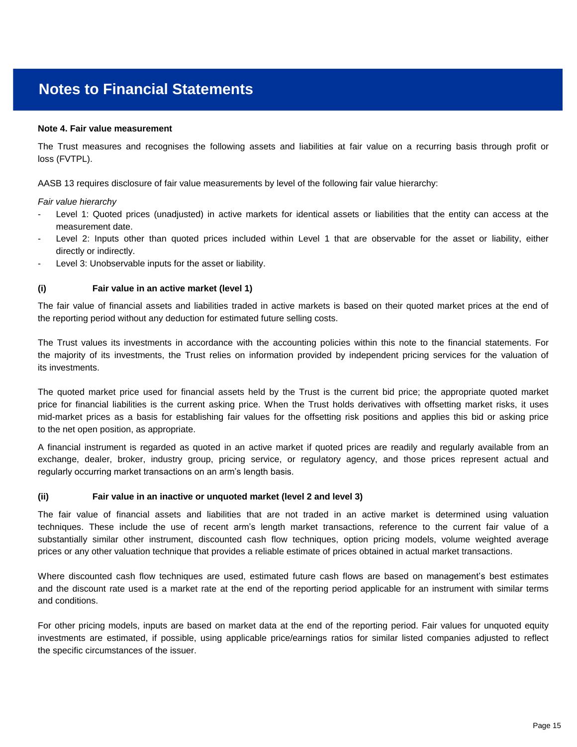# Notes to Financial Statements

**Note 4. Fair value measurement**

The Trust measures and recognises the following assets and liabilities at fair value on a recurring basis through profit or loss (FVTPL).

AASB 13 requires disclosure of fair value measurements by level of the following fair value hierarchy:

*Fair value hierarchy*

- Level 1: Quoted prices (unadjusted) in active markets for identical assets or liabilities that the entity can access at the measurement date.
- Level 2: Inputs other than quoted prices included within Level 1 that are observable for the asset or liability, either directly or indirectly.
- Level 3: Unobservable inputs for the asset or liability.

**(i) Fair value in an active market (level 1)**

The fair value of financial assets and liabilities traded in active markets is based on their quoted market prices at the end of the reporting period without any deduction for estimated future selling costs.

The Trust values its investments in accordance with the accounting policies within this note to the financial statements. For the majority of its investments, the Trust relies on information provided by independent pricing services for the valuation of its investments.

The quoted market price used for financial assets held by the Trust is the current bid price; the appropriate quoted market price for financial liabilities is the current asking price. When the Trust holds derivatives with offsetting market risks, it uses mid-market prices as a basis for establishing fair values for the offsetting risk positions and applies this bid or asking price to the net open position, as appropriate.

A financial instrument is regarded as quoted in an active market if quoted prices are readily and regularly available from an exchange, dealer, broker, industry group, pricing service, or regulatory agency, and those prices represent actual and regularly occurring market transactions on an arm's length basis.

**(ii) Fair value in an inactive or unquoted market (level 2 and level 3)**

The fair value of financial assets and liabilities that are not traded in an active market is determined using valuation techniques. These include the use of recent arm's length market transactions, reference to the current fair value of a substantially similar other instrument, discounted cash flow techniques, option pricing models, volume weighted average prices or any other valuation technique that provides a reliable estimate of prices obtained in actual market transactions.

Where discounted cash flow techniques are used, estimated future cash flows are based on management's best estimates and the discount rate used is a market rate at the end of the reporting period applicable for an instrument with similar terms and conditions.

For other pricing models, inputs are based on market data at the end of the reporting period. Fair values for unquoted equity investments are estimated, if possible, using applicable price/earnings ratios for similar listed companies adjusted to reflect the specific circumstances of the issuer.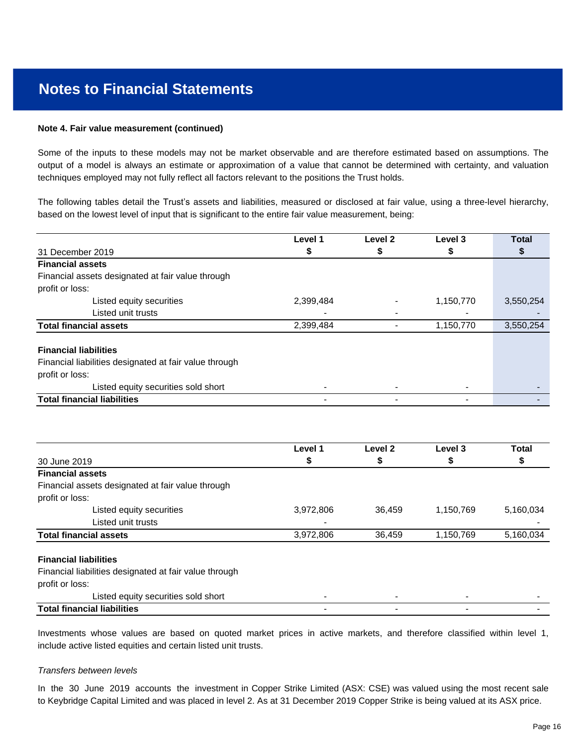# Notes to Financial Statements

**Note 4. Fair value measurement (continued)**

Some of the inputs to these models may not be market observable and are therefore estimated based on assumptions. The output of a model is always an estimate or approximation of a value that cannot be determined with certainty, and valuation techniques employed may not fully reflect all factors relevant to the positions the Trust holds.

The following tables detail the Trust's assets and liabilities, measured or disclosed at fair value, using a three-level hierarchy, based on the lowest level of input that is significant to the entire fair value measurement, being:

| 31 December 2019 | Level 1 $ | Level 2 $ | Level 3 $ | Total $ |
|---|---|---|---|---|
| **Financial assets** | | | | |
| Financial assets designated at fair value through profit or loss: | | | | |
| Listed equity securities | 2,399,484 | - | 1,150,770 | 3,550,254 |
| Listed unit trusts | - | - | - | - |
| **Total financial assets** | 2,399,484 | - | 1,150,770 | 3,550,254 |
| **Financial liabilities** | | | | |
| Financial liabilities designated at fair value through profit or loss: | | | | |
| Listed equity securities sold short | - | - | - | - |
| **Total financial liabilities** | - | - | - | - |

| 30 June 2019 | Level 1 $ | Level 2 $ | Level 3 $ | Total $ |
|---|---|---|---|---|
| **Financial assets** | | | | |
| Financial assets designated at fair value through profit or loss: | | | | |
| Listed equity securities | 3,972,806 | 36,459 | 1,150,769 | 5,160,034 |
| Listed unit trusts | - | | | - |
| **Total financial assets** | 3,972,806 | 36,459 | 1,150,769 | 5,160,034 |
| **Financial liabilities** | | | | |
| Financial liabilities designated at fair value through profit or loss: | | | | |
| Listed equity securities sold short | - | - | - | - |
| **Total financial liabilities** | - | - | - | - |

Investments whose values are based on quoted market prices in active markets, and therefore classified within level 1, include active listed equities and certain listed unit trusts.

*Transfers between levels*

In the 30 June 2019 accounts the investment in Copper Strike Limited (ASX: CSE) was valued using the most recent sale to Keybridge Capital Limited and was placed in level 2. As at 31 December 2019 Copper Strike is being valued at its ASX price.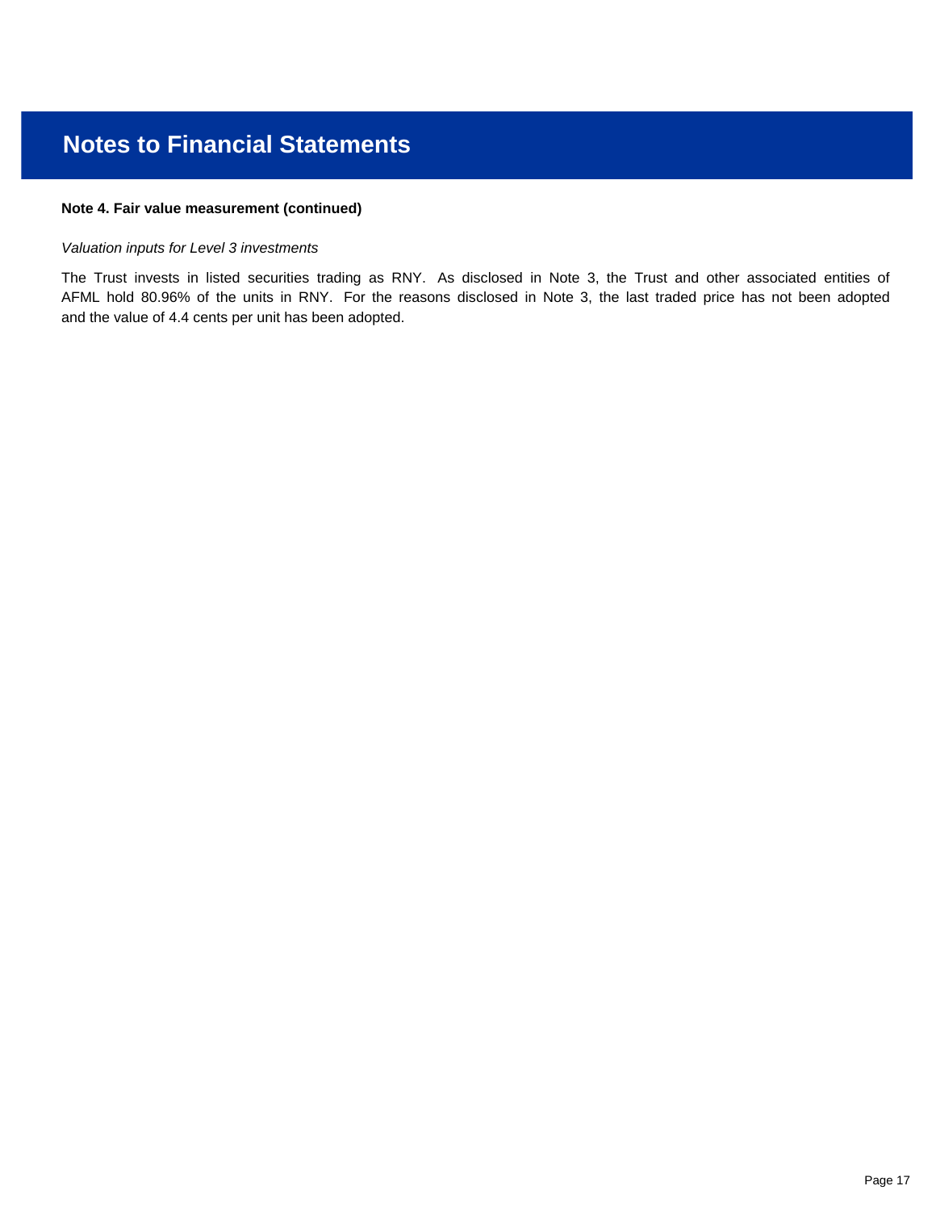# Notes to Financial Statements

**Note 4. Fair value measurement (continued)**

*Valuation inputs for Level 3 investments*

The Trust invests in listed securities trading as RNY. As disclosed in Note 3, the Trust and other associated entities of AFML hold 80.96% of the units in RNY. For the reasons disclosed in Note 3, the last traded price has not been adopted and the value of 4.4 cents per unit has been adopted.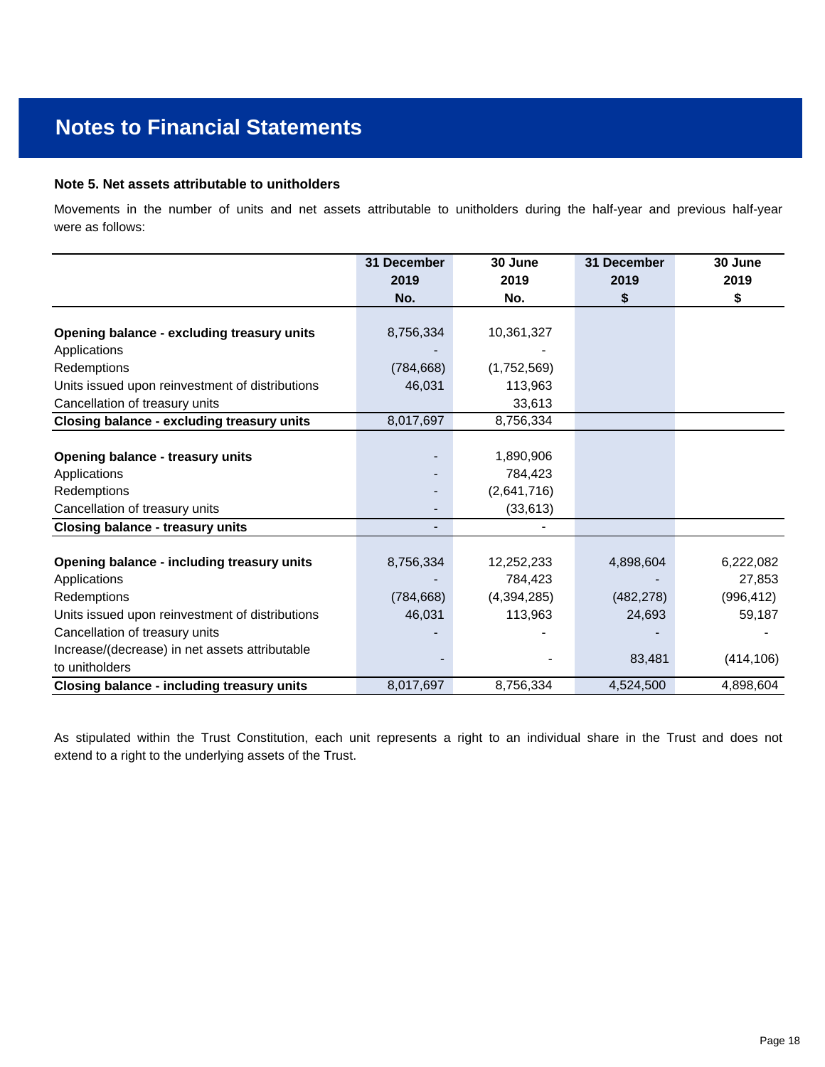# Notes to Financial Statements

**Note 5. Net assets attributable to unitholders**

Movements in the number of units and net assets attributable to unitholders during the half-year and previous half-year were as follows:

| | 31 December 2019 No. | 30 June 2019 No. | 31 December 2019 $ | 30 June 2019 $ |
|---|---|---|---|---|
| **Opening balance - excluding treasury units** | 8,756,334 | 10,361,327 | | |
| Applications | - | - | | |
| Redemptions | (784,668) | (1,752,569) | | |
| Units issued upon reinvestment of distributions | 46,031 | 113,963 | | |
| Cancellation of treasury units | | 33,613 | | |
| **Closing balance - excluding treasury units** | 8,017,697 | 8,756,334 | | |
| | | | | |
| **Opening balance - treasury units** | - | 1,890,906 | | |
| Applications | - | 784,423 | | |
| Redemptions | - | (2,641,716) | | |
| Cancellation of treasury units | - | (33,613) | | |
| **Closing balance - treasury units** | - | - | | |
| | | | | |
| **Opening balance - including treasury units** | 8,756,334 | 12,252,233 | 4,898,604 | 6,222,082 |
| Applications | - | 784,423 | - | 27,853 |
| Redemptions | (784,668) | (4,394,285) | (482,278) | (996,412) |
| Units issued upon reinvestment of distributions | 46,031 | 113,963 | 24,693 | 59,187 |
| Cancellation of treasury units | - | - | - | - |
| Increase/(decrease) in net assets attributable to unitholders | - | - | 83,481 | (414,106) |
| **Closing balance - including treasury units** | 8,017,697 | 8,756,334 | 4,524,500 | 4,898,604 |

As stipulated within the Trust Constitution, each unit represents a right to an individual share in the Trust and does not extend to a right to the underlying assets of the Trust.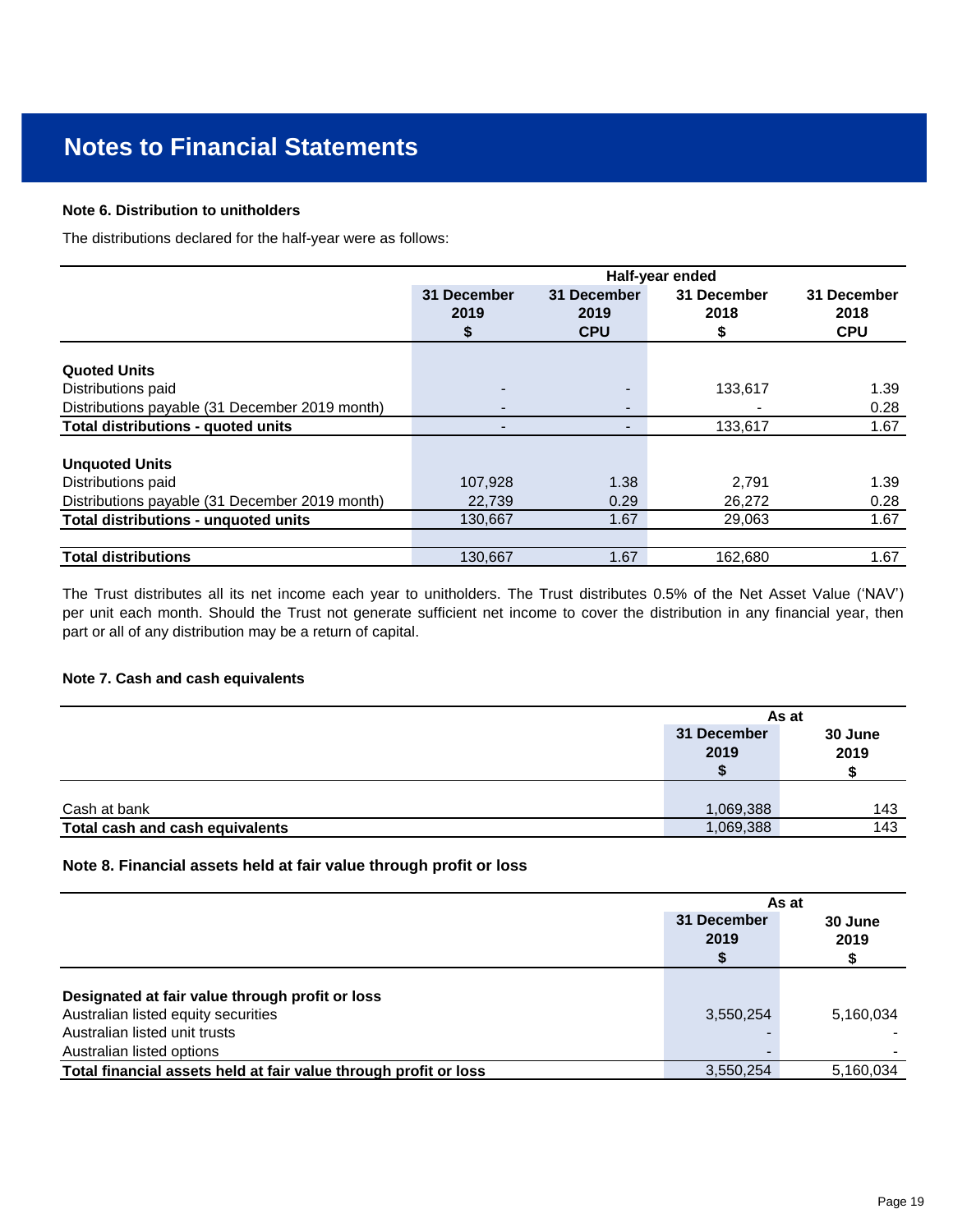# Notes to Financial Statements

**Note 6. Distribution to unitholders**

The distributions declared for the half-year were as follows:

| | Half-year ended | | | |
|---|---|---|---|---|
| | **31 December 2019 $** | **31 December 2019 CPU** | **31 December 2018 $** | **31 December 2018 CPU** |
| **Quoted Units** | | | | |
| Distributions paid | - | - | 133,617 | 1.39 |
| Distributions payable (31 December 2019 month) | - | - | - | 0.28 |
| **Total distributions - quoted units** | - | - | 133,617 | 1.67 |
| **Unquoted Units** | | | | |
| Distributions paid | 107,928 | 1.38 | 2,791 | 1.39 |
| Distributions payable (31 December 2019 month) | 22,739 | 0.29 | 26,272 | 0.28 |
| **Total distributions - unquoted units** | 130,667 | 1.67 | 29,063 | 1.67 |
| **Total distributions** | 130,667 | 1.67 | 162,680 | 1.67 |

The Trust distributes all its net income each year to unitholders. The Trust distributes 0.5% of the Net Asset Value ('NAV') per unit each month. Should the Trust not generate sufficient net income to cover the distribution in any financial year, then part or all of any distribution may be a return of capital.

**Note 7. Cash and cash equivalents**

| | As at | |
|---|---|---|
| | **31 December 2019 $** | **30 June 2019 $** |
| Cash at bank | 1,069,388 | 143 |
| **Total cash and cash equivalents** | 1,069,388 | 143 |

**Note 8. Financial assets held at fair value through profit or loss**

| | As at | |
|---|---|---|
| | **31 December 2019 $** | **30 June 2019 $** |
| **Designated at fair value through profit or loss** | | |
| Australian listed equity securities | 3,550,254 | 5,160,034 |
| Australian listed unit trusts | - | - |
| Australian listed options | - | - |
| **Total financial assets held at fair value through profit or loss** | 3,550,254 | 5,160,034 |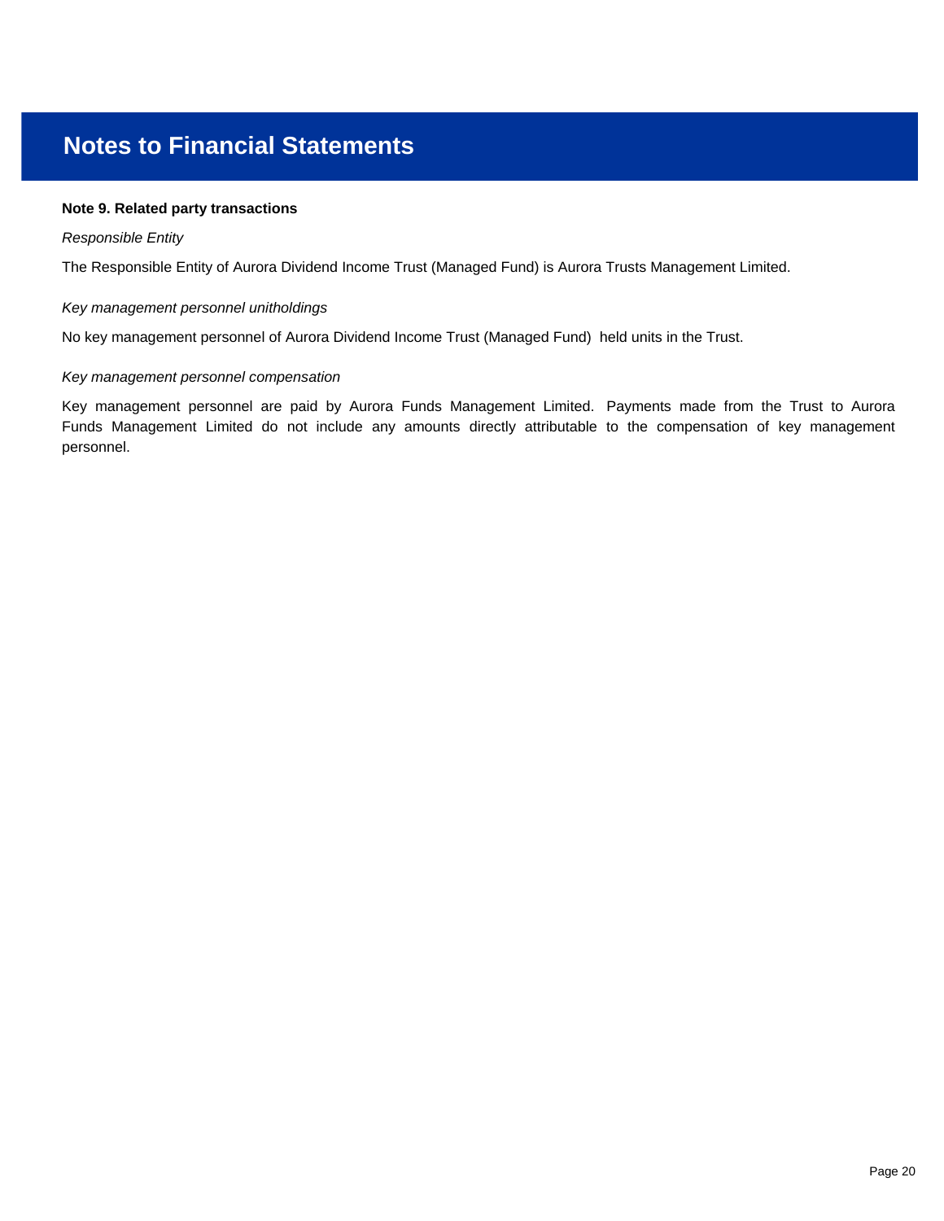# Notes to Financial Statements

**Note 9. Related party transactions**

*Responsible Entity*

The Responsible Entity of Aurora Dividend Income Trust (Managed Fund) is Aurora Trusts Management Limited.

*Key management personnel unitholdings*

No key management personnel of Aurora Dividend Income Trust (Managed Fund) held units in the Trust.

*Key management personnel compensation*

Key management personnel are paid by Aurora Funds Management Limited. Payments made from the Trust to Aurora Funds Management Limited do not include any amounts directly attributable to the compensation of key management personnel.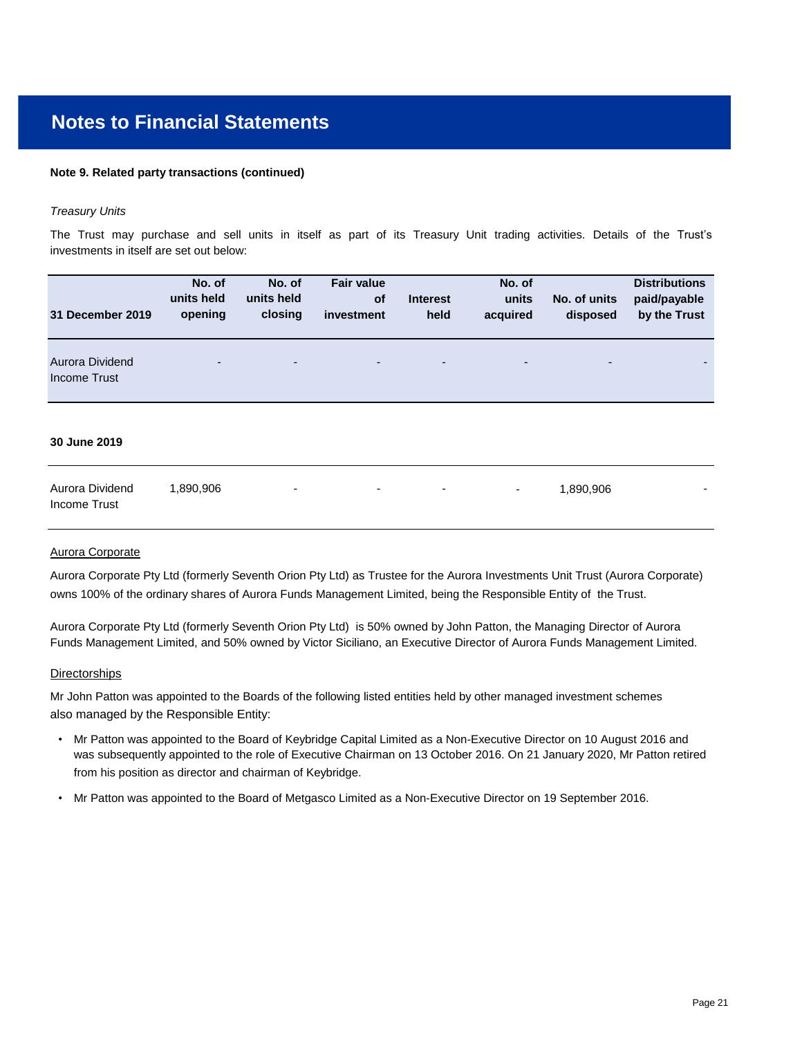# Notes to Financial Statements

**Note 9. Related party transactions (continued)**

*Treasury Units*

The Trust may purchase and sell units in itself as part of its Treasury Unit trading activities. Details of the Trust's investments in itself are set out below:

| 31 December 2019 | No. of units held opening | No. of units held closing | Fair value of investment | Interest held | No. of units acquired | No. of units disposed | Distributions paid/payable by the Trust |
|---|---|---|---|---|---|---|---|
| Aurora Dividend Income Trust | - | - | - | - | - | - | - |
| **30 June 2019** | | | | | | | |
| Aurora Dividend Income Trust | 1,890,906 | - | - | - | - | 1,890,906 | - |

Aurora Corporate

Aurora Corporate Pty Ltd (formerly Seventh Orion Pty Ltd) as Trustee for the Aurora Investments Unit Trust (Aurora Corporate) owns 100% of the ordinary shares of Aurora Funds Management Limited, being the Responsible Entity of the Trust.

Aurora Corporate Pty Ltd (formerly Seventh Orion Pty Ltd) is 50% owned by John Patton, the Managing Director of Aurora Funds Management Limited, and 50% owned by Victor Siciliano, an Executive Director of Aurora Funds Management Limited.

Directorships

Mr John Patton was appointed to the Boards of the following listed entities held by other managed investment schemes also managed by the Responsible Entity:

- Mr Patton was appointed to the Board of Keybridge Capital Limited as a Non-Executive Director on 10 August 2016 and was subsequently appointed to the role of Executive Chairman on 13 October 2016. On 21 January 2020, Mr Patton retired from his position as director and chairman of Keybridge.
- Mr Patton was appointed to the Board of Metgasco Limited as a Non-Executive Director on 19 September 2016.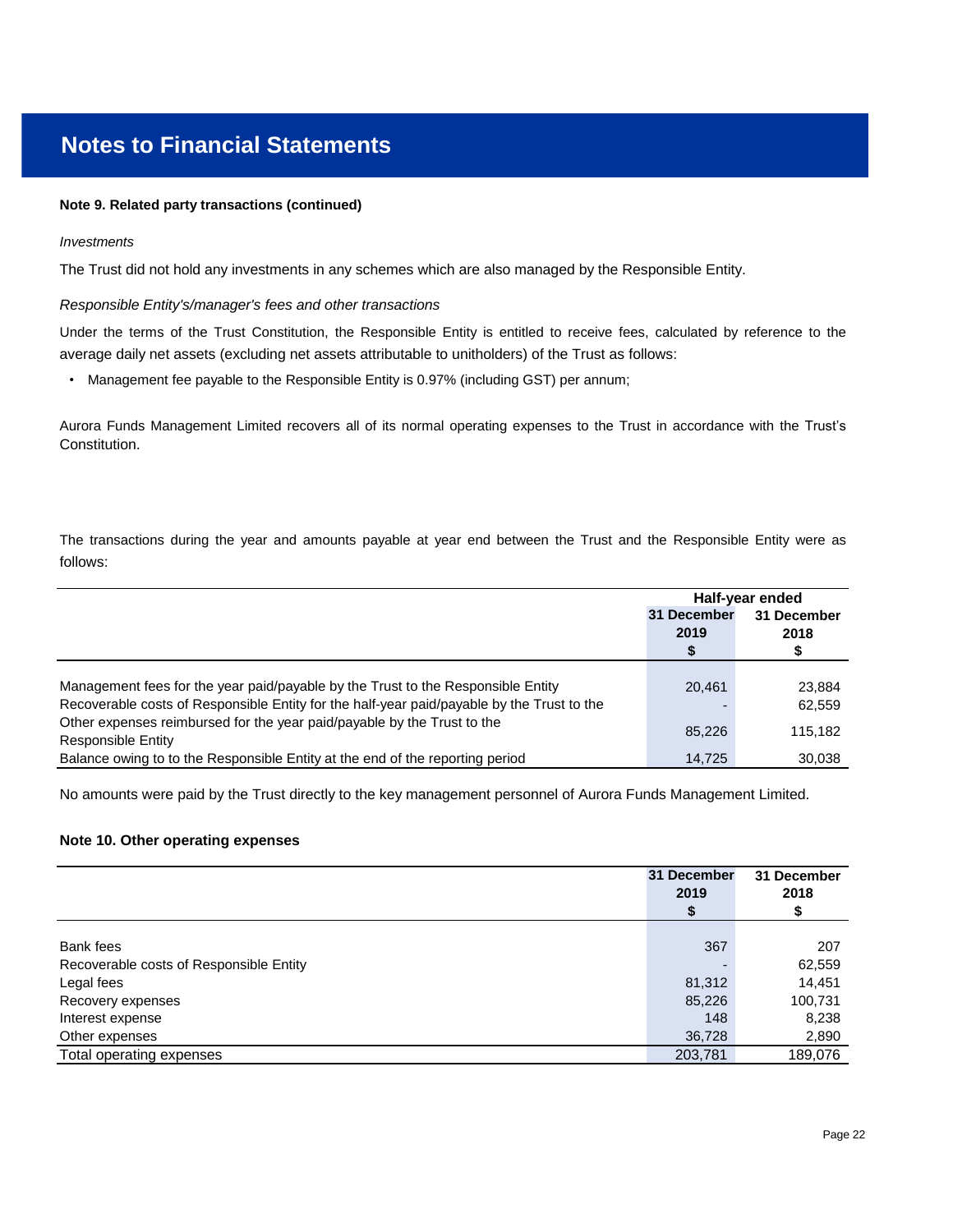## Notes to Financial Statements

**Note 9. Related party transactions (continued)**

*Investments*

The Trust did not hold any investments in any schemes which are also managed by the Responsible Entity.

*Responsible Entity's/manager's fees and other transactions*

Under the terms of the Trust Constitution, the Responsible Entity is entitled to receive fees, calculated by reference to the average daily net assets (excluding net assets attributable to unitholders) of the Trust as follows:

- Management fee payable to the Responsible Entity is 0.97% (including GST) per annum;

Aurora Funds Management Limited recovers all of its normal operating expenses to the Trust in accordance with the Trust's Constitution.

The transactions during the year and amounts payable at year end between the Trust and the Responsible Entity were as follows:

| | Half-year ended | |
|---|---|---|
| | 31 December 2019 $ | 31 December 2018 $ |
| Management fees for the year paid/payable by the Trust to the Responsible Entity | 20,461 | 23,884 |
| Recoverable costs of Responsible Entity for the half-year paid/payable by the Trust to the | - | 62,559 |
| Other expenses reimbursed for the year paid/payable by the Trust to the Responsible Entity | 85,226 | 115,182 |
| Balance owing to to the Responsible Entity at the end of the reporting period | 14,725 | 30,038 |

No amounts were paid by the Trust directly to the key management personnel of Aurora Funds Management Limited.

**Note 10. Other operating expenses**

| | 31 December 2019 $ | 31 December 2018 $ |
|---|---|---|
| Bank fees | 367 | 207 |
| Recoverable costs of Responsible Entity | - | 62,559 |
| Legal fees | 81,312 | 14,451 |
| Recovery expenses | 85,226 | 100,731 |
| Interest expense | 148 | 8,238 |
| Other expenses | 36,728 | 2,890 |
| Total operating expenses | 203,781 | 189,076 |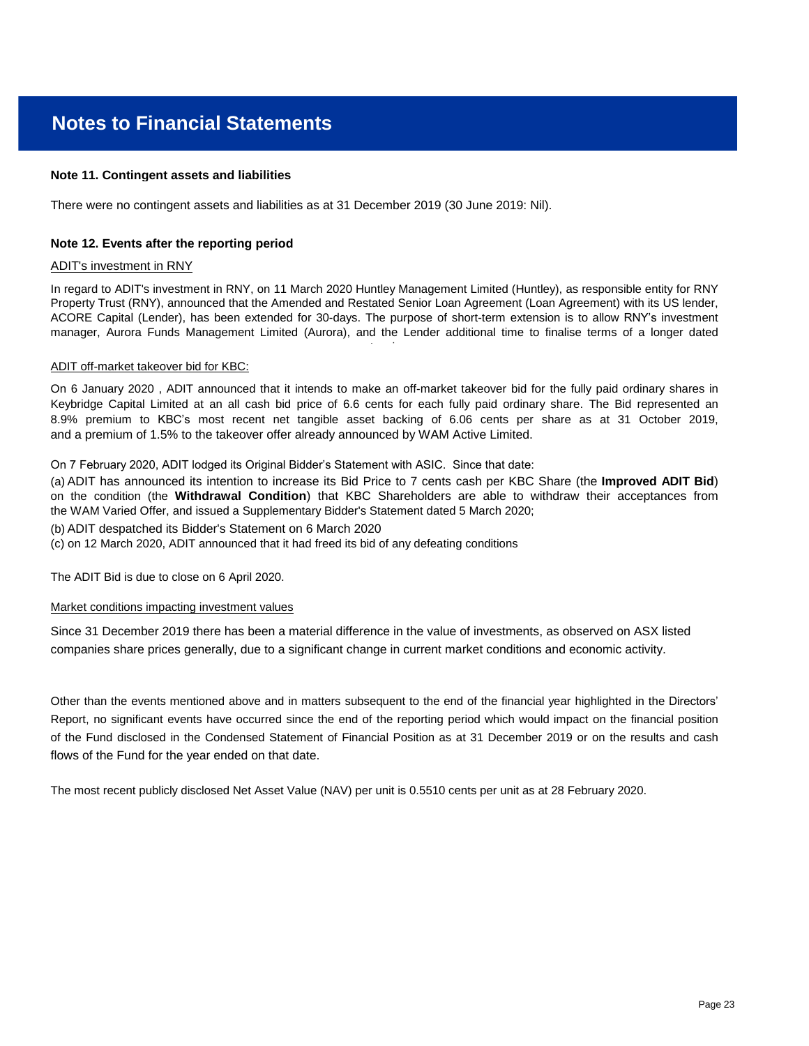# Notes to Financial Statements

**Note 11. Contingent assets and liabilities**

There were no contingent assets and liabilities as at 31 December 2019 (30 June 2019: Nil).

**Note 12. Events after the reporting period**

ADIT's investment in RNY

In regard to ADIT's investment in RNY, on 11 March 2020 Huntley Management Limited (Huntley), as responsible entity for RNY Property Trust (RNY), announced that the Amended and Restated Senior Loan Agreement (Loan Agreement) with its US lender, ACORE Capital (Lender), has been extended for 30-days. The purpose of short-term extension is to allow RNY's investment manager, Aurora Funds Management Limited (Aurora), and the Lender additional time to finalise terms of a longer dated

ADIT off-market takeover bid for KBC:

On 6 January 2020 , ADIT announced that it intends to make an off-market takeover bid for the fully paid ordinary shares in Keybridge Capital Limited at an all cash bid price of 6.6 cents for each fully paid ordinary share. The Bid represented an 8.9% premium to KBC's most recent net tangible asset backing of 6.06 cents per share as at 31 October 2019, and a premium of 1.5% to the takeover offer already announced by WAM Active Limited.

On 7 February 2020, ADIT lodged its Original Bidder's Statement with ASIC. Since that date:

(a) ADIT has announced its intention to increase its Bid Price to 7 cents cash per KBC Share (the **Improved ADIT Bid**) on the condition (the **Withdrawal Condition**) that KBC Shareholders are able to withdraw their acceptances from the WAM Varied Offer, and issued a Supplementary Bidder's Statement dated 5 March 2020;

(b) ADIT despatched its Bidder's Statement on 6 March 2020

(c) on 12 March 2020, ADIT announced that it had freed its bid of any defeating conditions

The ADIT Bid is due to close on 6 April 2020.

Market conditions impacting investment values

Since 31 December 2019 there has been a material difference in the value of investments, as observed on ASX listed companies share prices generally, due to a significant change in current market conditions and economic activity.

Other than the events mentioned above and in matters subsequent to the end of the financial year highlighted in the Directors' Report, no significant events have occurred since the end of the reporting period which would impact on the financial position of the Fund disclosed in the Condensed Statement of Financial Position as at 31 December 2019 or on the results and cash flows of the Fund for the year ended on that date.

The most recent publicly disclosed Net Asset Value (NAV) per unit is 0.5510 cents per unit as at 28 February 2020.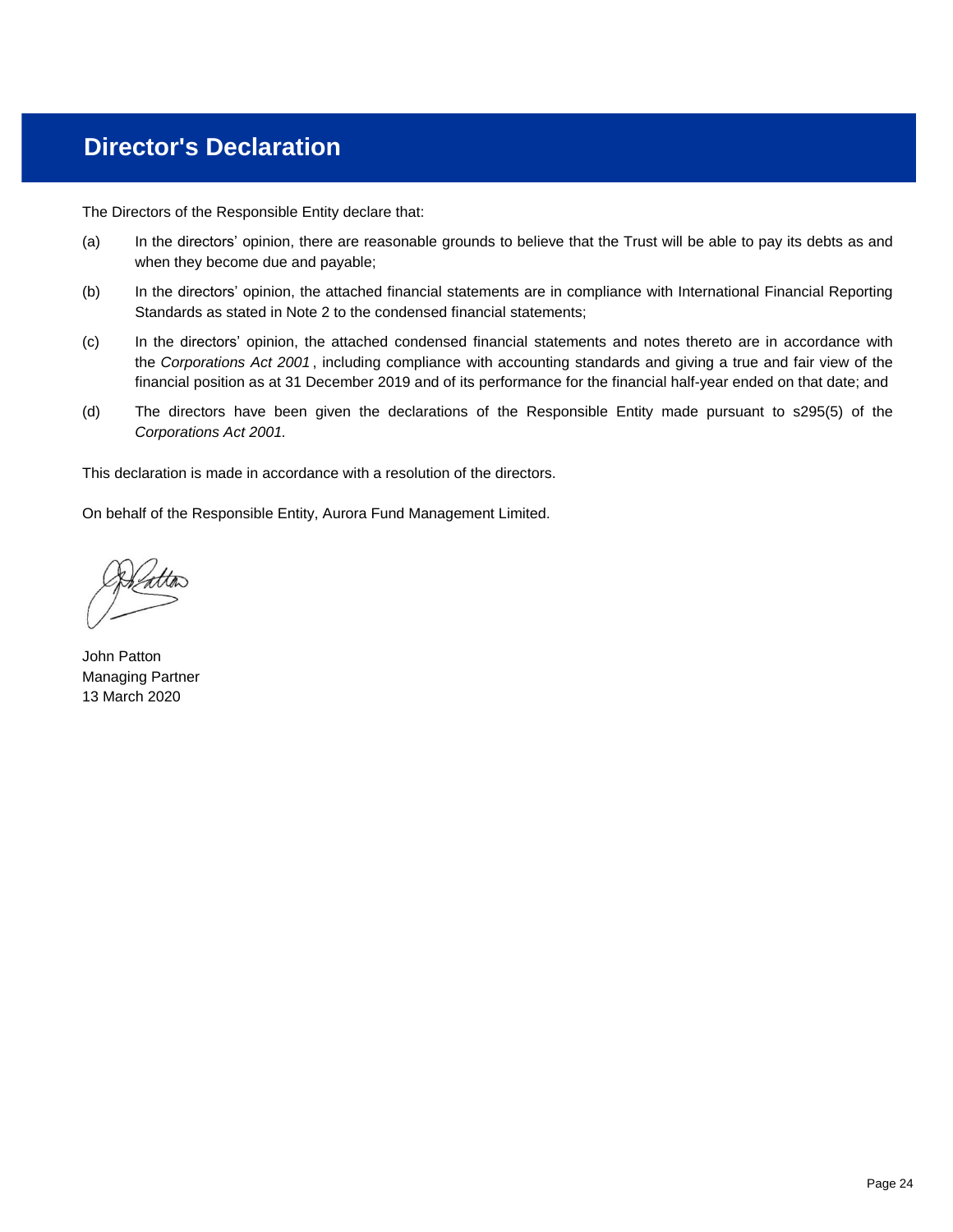# Director's Declaration

The Directors of the Responsible Entity declare that:

(a) In the directors' opinion, there are reasonable grounds to believe that the Trust will be able to pay its debts as and when they become due and payable;

(b) In the directors' opinion, the attached financial statements are in compliance with International Financial Reporting Standards as stated in Note 2 to the condensed financial statements;

(c) In the directors' opinion, the attached condensed financial statements and notes thereto are in accordance with the *Corporations Act 2001*, including compliance with accounting standards and giving a true and fair view of the financial position as at 31 December 2019 and of its performance for the financial half-year ended on that date; and

(d) The directors have been given the declarations of the Responsible Entity made pursuant to s295(5) of the *Corporations Act 2001.*

This declaration is made in accordance with a resolution of the directors.

On behalf of the Responsible Entity, Aurora Fund Management Limited.

John Patton
Managing Partner
13 March 2020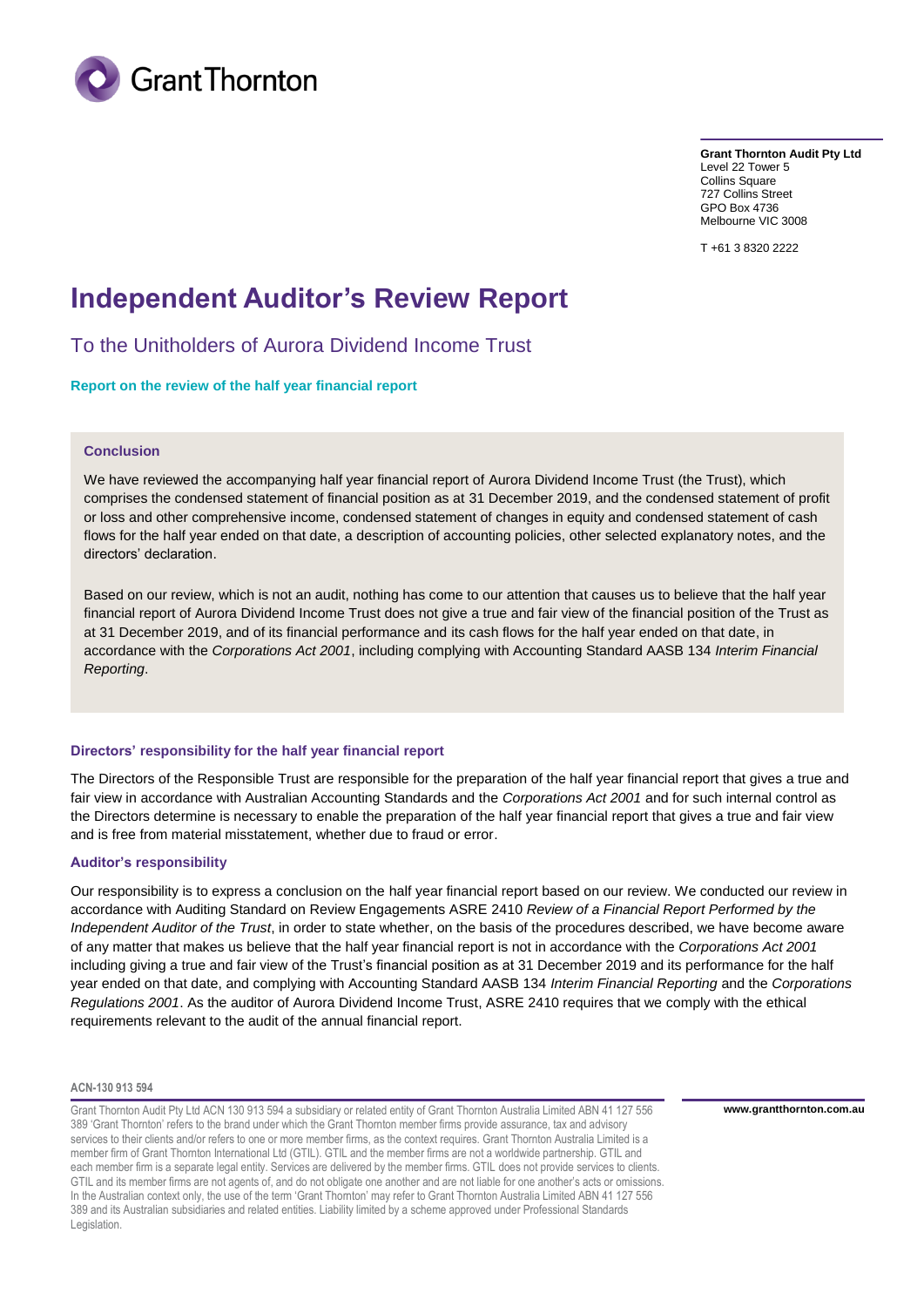Grant Thornton

**Grant Thornton Audit Pty Ltd**
Level 22 Tower 5
Collins Square
727 Collins Street
GPO Box 4736
Melbourne VIC 3008

T +61 3 8320 2222

# Independent Auditor's Review Report

## To the Unitholders of Aurora Dividend Income Trust

### Report on the review of the half year financial report

#### Conclusion

We have reviewed the accompanying half year financial report of Aurora Dividend Income Trust (the Trust), which comprises the condensed statement of financial position as at 31 December 2019, and the condensed statement of profit or loss and other comprehensive income, condensed statement of changes in equity and condensed statement of cash flows for the half year ended on that date, a description of accounting policies, other selected explanatory notes, and the directors' declaration.

Based on our review, which is not an audit, nothing has come to our attention that causes us to believe that the half year financial report of Aurora Dividend Income Trust does not give a true and fair view of the financial position of the Trust as at 31 December 2019, and of its financial performance and its cash flows for the half year ended on that date, in accordance with the *Corporations Act 2001*, including complying with Accounting Standard AASB 134 *Interim Financial Reporting*.

#### Directors' responsibility for the half year financial report

The Directors of the Responsible Trust are responsible for the preparation of the half year financial report that gives a true and fair view in accordance with Australian Accounting Standards and the *Corporations Act 2001* and for such internal control as the Directors determine is necessary to enable the preparation of the half year financial report that gives a true and fair view and is free from material misstatement, whether due to fraud or error.

#### Auditor's responsibility

Our responsibility is to express a conclusion on the half year financial report based on our review. We conducted our review in accordance with Auditing Standard on Review Engagements ASRE 2410 *Review of a Financial Report Performed by the Independent Auditor of the Trust*, in order to state whether, on the basis of the procedures described, we have become aware of any matter that makes us believe that the half year financial report is not in accordance with the *Corporations Act 2001* including giving a true and fair view of the Trust's financial position as at 31 December 2019 and its performance for the half year ended on that date, and complying with Accounting Standard AASB 134 *Interim Financial Reporting* and the *Corporations Regulations 2001*. As the auditor of Aurora Dividend Income Trust, ASRE 2410 requires that we comply with the ethical requirements relevant to the audit of the annual financial report.

**ACN-130 913 594**

Grant Thornton Audit Pty Ltd ACN 130 913 594 a subsidiary or related entity of Grant Thornton Australia Limited ABN 41 127 556 389 'Grant Thornton' refers to the brand under which the Grant Thornton member firms provide assurance, tax and advisory services to their clients and/or refers to one or more member firms, as the context requires. Grant Thornton Australia Limited is a member firm of Grant Thornton International Ltd (GTIL). GTIL and the member firms are not a worldwide partnership. GTIL and each member firm is a separate legal entity. Services are delivered by the member firms. GTIL does not provide services to clients. GTIL and its member firms are not agents of, and do not obligate one another and are not liable for one another's acts or omissions. In the Australian context only, the use of the term 'Grant Thornton' may refer to Grant Thornton Australia Limited ABN 41 127 556 389 and its Australian subsidiaries and related entities. Liability limited by a scheme approved under Professional Standards Legislation.

**www.grantthornton.com.au**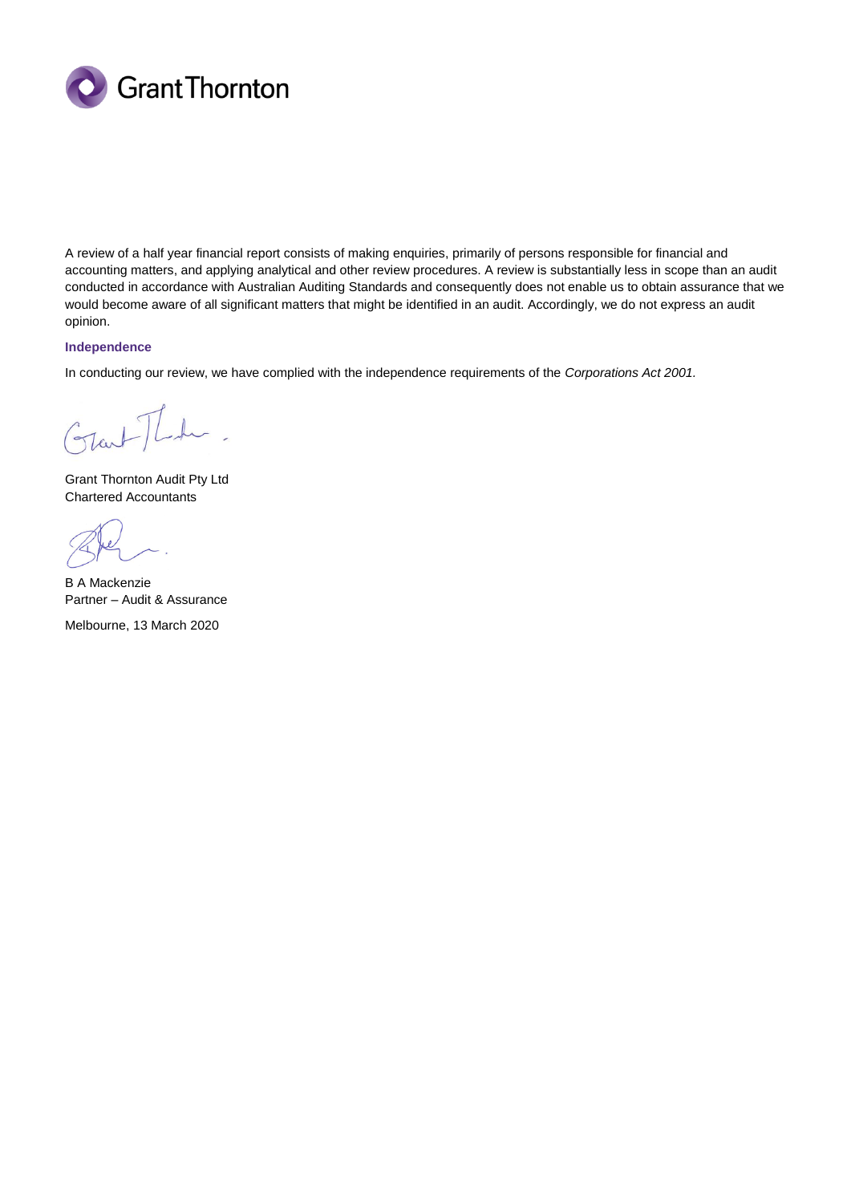A review of a half year financial report consists of making enquiries, primarily of persons responsible for financial and accounting matters, and applying analytical and other review procedures. A review is substantially less in scope than an audit conducted in accordance with Australian Auditing Standards and consequently does not enable us to obtain assurance that we would become aware of all significant matters that might be identified in an audit. Accordingly, we do not express an audit opinion.

**Independence**

In conducting our review, we have complied with the independence requirements of the *Corporations Act 2001.*

Grant Thornton Audit Pty Ltd
Chartered Accountants

B A Mackenzie
Partner – Audit & Assurance

Melbourne, 13 March 2020